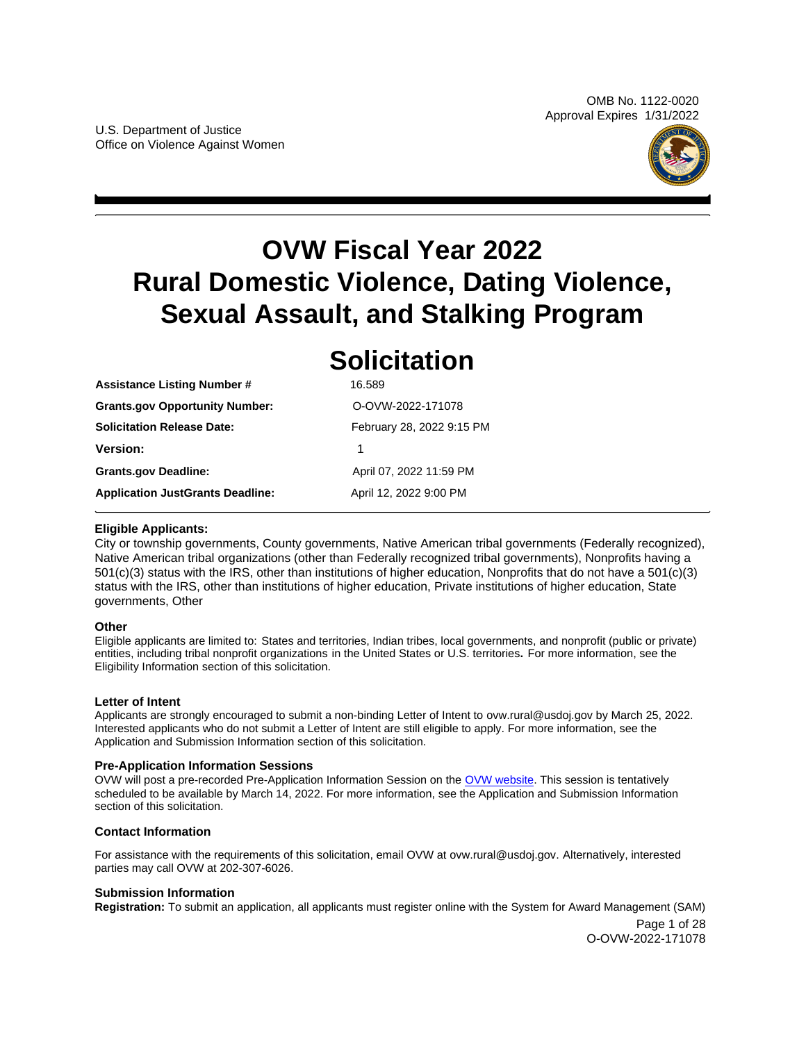OMB No. 1122-0020
Approval Expires 1/31/2022

U.S. Department of Justice
Office on Violence Against Women

# OVW Fiscal Year 2022 Rural Domestic Violence, Dating Violence, Sexual Assault, and Stalking Program

# Solicitation

| | |
|---|---|
| **Assistance Listing Number #** | 16.589 |
| **Grants.gov Opportunity Number:** | O-OVW-2022-171078 |
| **Solicitation Release Date:** | February 28, 2022 9:15 PM |
| **Version:** | 1 |
| **Grants.gov Deadline:** | April 07, 2022 11:59 PM |
| **Application JustGrants Deadline:** | April 12, 2022 9:00 PM |

### Eligible Applicants:

City or township governments, County governments, Native American tribal governments (Federally recognized), Native American tribal organizations (other than Federally recognized tribal governments), Nonprofits having a 501(c)(3) status with the IRS, other than institutions of higher education, Nonprofits that do not have a 501(c)(3) status with the IRS, other than institutions of higher education, Private institutions of higher education, State governments, Other

#### Other

Eligible applicants are limited to: States and territories, Indian tribes, local governments, and nonprofit (public or private) entities, including tribal nonprofit organizations in the United States or U.S. territories**.** For more information, see the Eligibility Information section of this solicitation.

#### Letter of Intent

Applicants are strongly encouraged to submit a non-binding Letter of Intent to ovw.rural@usdoj.gov by March 25, 2022. Interested applicants who do not submit a Letter of Intent are still eligible to apply. For more information, see the Application and Submission Information section of this solicitation.

#### Pre-Application Information Sessions

OVW will post a pre-recorded Pre-Application Information Session on the OVW website. This session is tentatively scheduled to be available by March 14, 2022. For more information, see the Application and Submission Information section of this solicitation.

#### Contact Information

For assistance with the requirements of this solicitation, email OVW at ovw.rural@usdoj.gov. Alternatively, interested parties may call OVW at 202-307-6026.

#### Submission Information

**Registration:** To submit an application, all applicants must register online with the System for Award Management (SAM)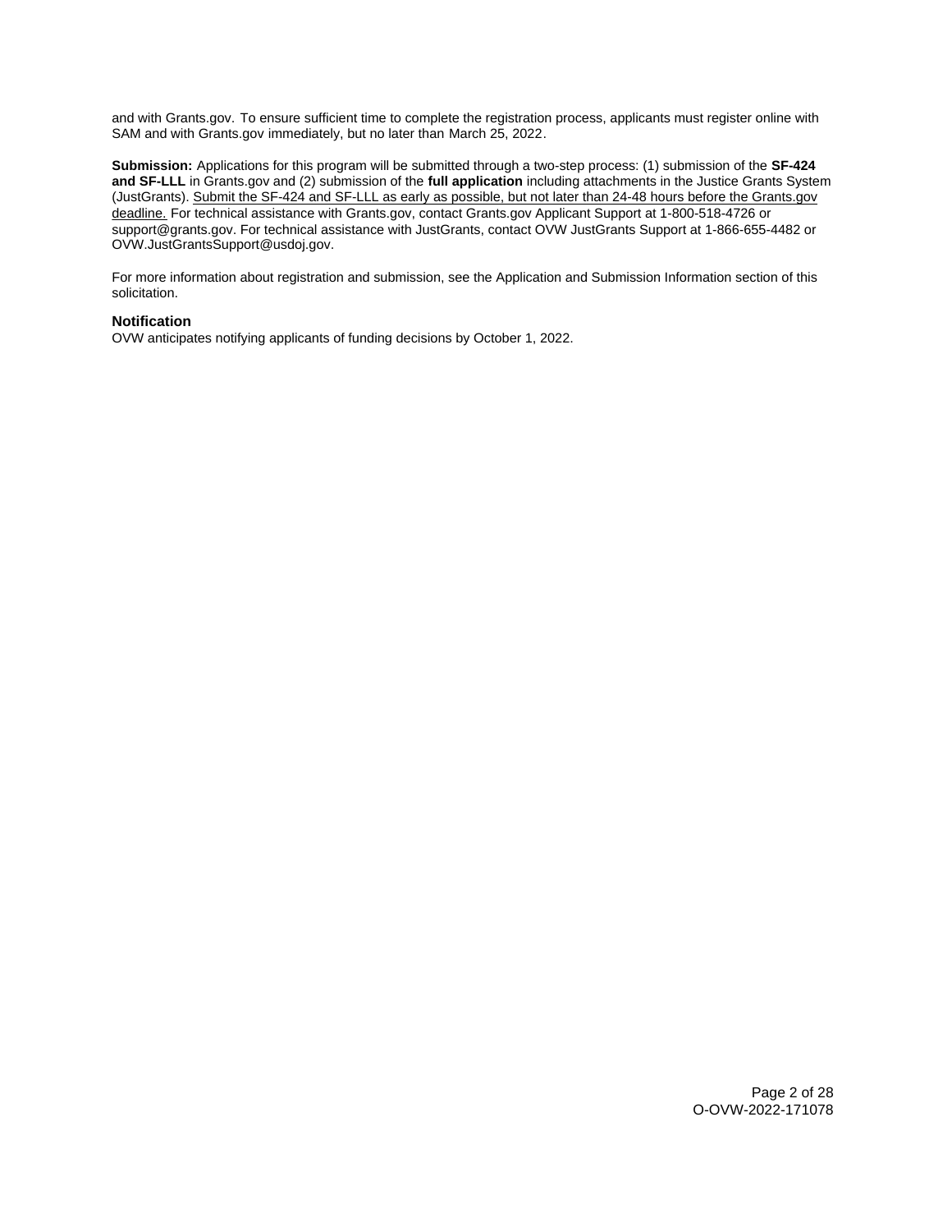and with Grants.gov. To ensure sufficient time to complete the registration process, applicants must register online with SAM and with Grants.gov immediately, but no later than March 25, 2022.

**Submission:** Applications for this program will be submitted through a two-step process: (1) submission of the **SF-424 and SF-LLL** in Grants.gov and (2) submission of the **full application** including attachments in the Justice Grants System (JustGrants). Submit the SF-424 and SF-LLL as early as possible, but not later than 24-48 hours before the Grants.gov deadline. For technical assistance with Grants.gov, contact Grants.gov Applicant Support at 1-800-518-4726 or support@grants.gov. For technical assistance with JustGrants, contact OVW JustGrants Support at 1-866-655-4482 or OVW.JustGrantsSupport@usdoj.gov.

For more information about registration and submission, see the Application and Submission Information section of this solicitation.

### Notification

OVW anticipates notifying applicants of funding decisions by October 1, 2022.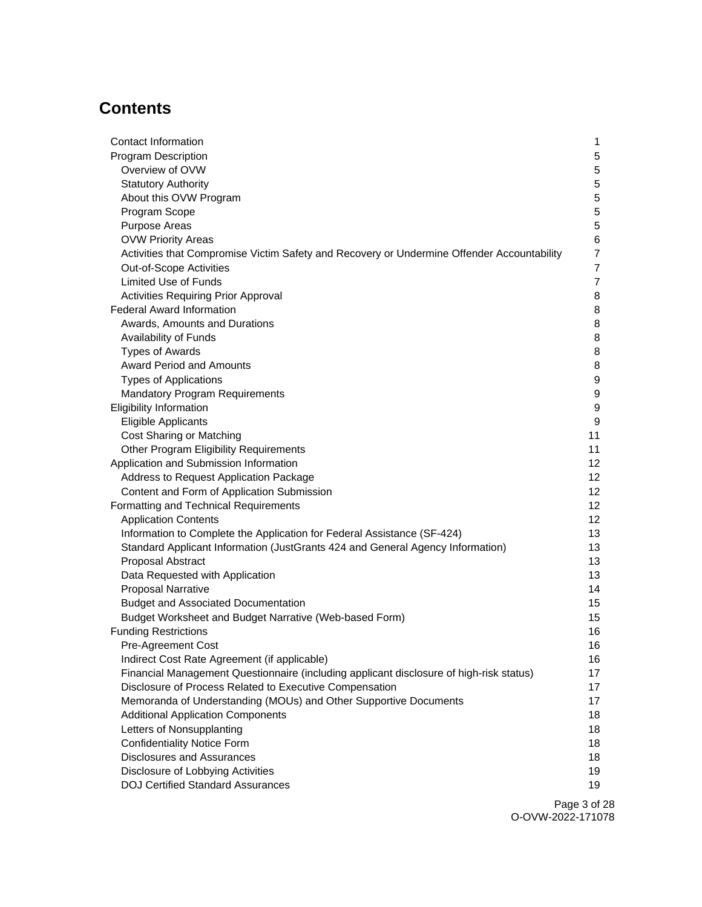# Contents

| | |
|---|---|
| Contact Information | 1 |
| Program Description | 5 |
| Overview of OVW | 5 |
| Statutory Authority | 5 |
| About this OVW Program | 5 |
| Program Scope | 5 |
| Purpose Areas | 5 |
| OVW Priority Areas | 6 |
| Activities that Compromise Victim Safety and Recovery or Undermine Offender Accountability | 7 |
| Out-of-Scope Activities | 7 |
| Limited Use of Funds | 7 |
| Activities Requiring Prior Approval | 8 |
| Federal Award Information | 8 |
| Awards, Amounts and Durations | 8 |
| Availability of Funds | 8 |
| Types of Awards | 8 |
| Award Period and Amounts | 8 |
| Types of Applications | 9 |
| Mandatory Program Requirements | 9 |
| Eligibility Information | 9 |
| Eligible Applicants | 9 |
| Cost Sharing or Matching | 11 |
| Other Program Eligibility Requirements | 11 |
| Application and Submission Information | 12 |
| Address to Request Application Package | 12 |
| Content and Form of Application Submission | 12 |
| Formatting and Technical Requirements | 12 |
| Application Contents | 12 |
| Information to Complete the Application for Federal Assistance (SF-424) | 13 |
| Standard Applicant Information (JustGrants 424 and General Agency Information) | 13 |
| Proposal Abstract | 13 |
| Data Requested with Application | 13 |
| Proposal Narrative | 14 |
| Budget and Associated Documentation | 15 |
| Budget Worksheet and Budget Narrative (Web-based Form) | 15 |
| Funding Restrictions | 16 |
| Pre-Agreement Cost | 16 |
| Indirect Cost Rate Agreement (if applicable) | 16 |
| Financial Management Questionnaire (including applicant disclosure of high-risk status) | 17 |
| Disclosure of Process Related to Executive Compensation | 17 |
| Memoranda of Understanding (MOUs) and Other Supportive Documents | 17 |
| Additional Application Components | 18 |
| Letters of Nonsupplanting | 18 |
| Confidentiality Notice Form | 18 |
| Disclosures and Assurances | 18 |
| Disclosure of Lobbying Activities | 19 |
| DOJ Certified Standard Assurances | 19 |

O-OVW-2022-171078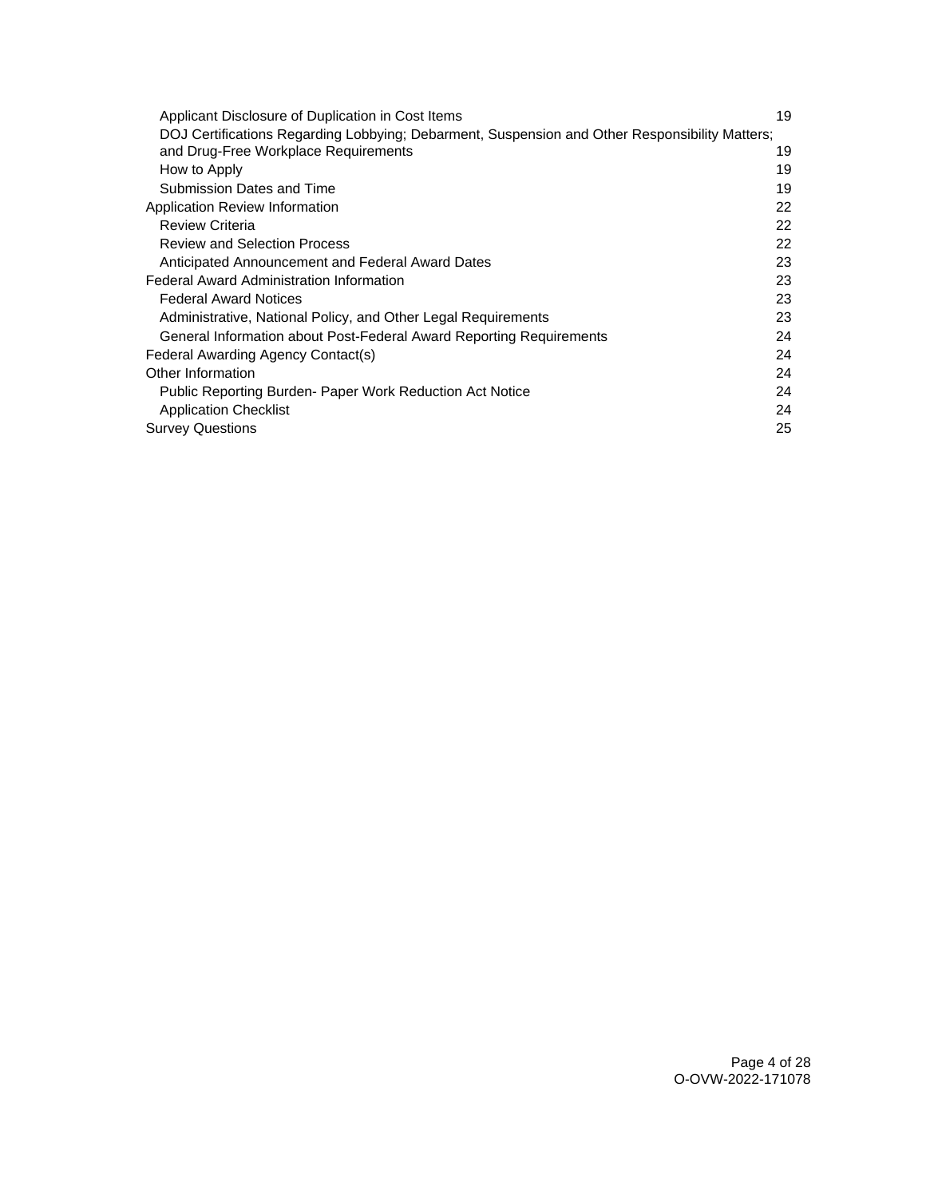- Applicant Disclosure of Duplication in Cost Items 19
- DOJ Certifications Regarding Lobbying; Debarment, Suspension and Other Responsibility Matters; and Drug-Free Workplace Requirements 19
- How to Apply 19
- Submission Dates and Time 19

Application Review Information 22

- Review Criteria 22
- Review and Selection Process 22
- Anticipated Announcement and Federal Award Dates 23

Federal Award Administration Information 23

- Federal Award Notices 23
- Administrative, National Policy, and Other Legal Requirements 23
- General Information about Post-Federal Award Reporting Requirements 24

Federal Awarding Agency Contact(s) 24

Other Information 24

- Public Reporting Burden- Paper Work Reduction Act Notice 24
- Application Checklist 24

Survey Questions 25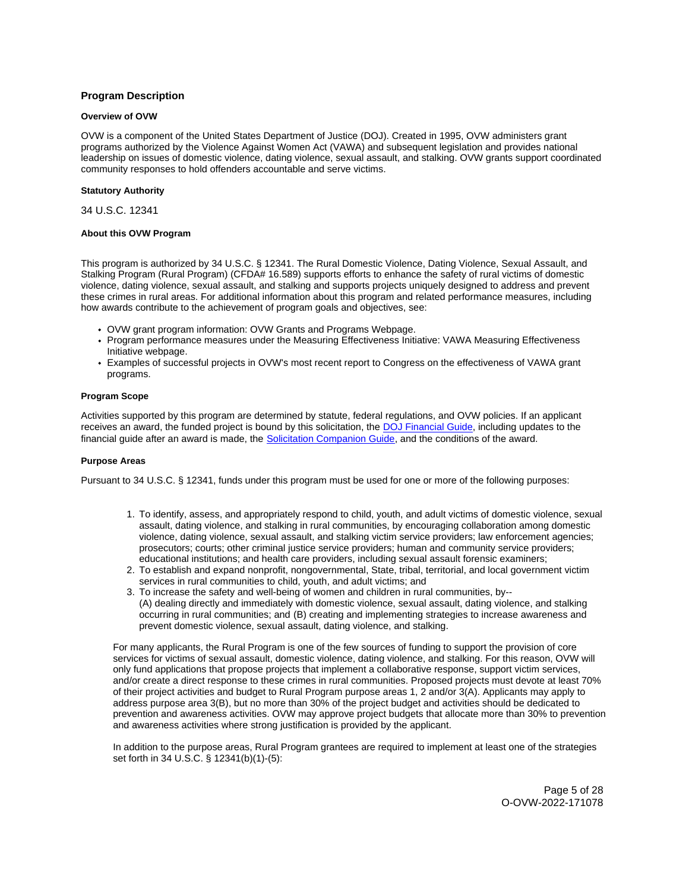## Program Description

### Overview of OVW

OVW is a component of the United States Department of Justice (DOJ). Created in 1995, OVW administers grant programs authorized by the Violence Against Women Act (VAWA) and subsequent legislation and provides national leadership on issues of domestic violence, dating violence, sexual assault, and stalking. OVW grants support coordinated community responses to hold offenders accountable and serve victims.

### Statutory Authority

34 U.S.C. 12341

### About this OVW Program

This program is authorized by 34 U.S.C. § 12341. The Rural Domestic Violence, Dating Violence, Sexual Assault, and Stalking Program (Rural Program) (CFDA# 16.589) supports efforts to enhance the safety of rural victims of domestic violence, dating violence, sexual assault, and stalking and supports projects uniquely designed to address and prevent these crimes in rural areas. For additional information about this program and related performance measures, including how awards contribute to the achievement of program goals and objectives, see:

- OVW grant program information: OVW Grants and Programs Webpage.
- Program performance measures under the Measuring Effectiveness Initiative: VAWA Measuring Effectiveness Initiative webpage.
- Examples of successful projects in OVW's most recent report to Congress on the effectiveness of VAWA grant programs.

### Program Scope

Activities supported by this program are determined by statute, federal regulations, and OVW policies. If an applicant receives an award, the funded project is bound by this solicitation, the [DOJ Financial Guide](), including updates to the financial guide after an award is made, the [Solicitation Companion Guide](), and the conditions of the award.

### Purpose Areas

Pursuant to 34 U.S.C. § 12341, funds under this program must be used for one or more of the following purposes:

1. To identify, assess, and appropriately respond to child, youth, and adult victims of domestic violence, sexual assault, dating violence, and stalking in rural communities, by encouraging collaboration among domestic violence, dating violence, sexual assault, and stalking victim service providers; law enforcement agencies; prosecutors; courts; other criminal justice service providers; human and community service providers; educational institutions; and health care providers, including sexual assault forensic examiners;
2. To establish and expand nonprofit, nongovernmental, State, tribal, territorial, and local government victim services in rural communities to child, youth, and adult victims; and
3. To increase the safety and well-being of women and children in rural communities, by--
   (A) dealing directly and immediately with domestic violence, sexual assault, dating violence, and stalking occurring in rural communities; and (B) creating and implementing strategies to increase awareness and prevent domestic violence, sexual assault, dating violence, and stalking.

For many applicants, the Rural Program is one of the few sources of funding to support the provision of core services for victims of sexual assault, domestic violence, dating violence, and stalking. For this reason, OVW will only fund applications that propose projects that implement a collaborative response, support victim services, and/or create a direct response to these crimes in rural communities. Proposed projects must devote at least 70% of their project activities and budget to Rural Program purpose areas 1, 2 and/or 3(A). Applicants may apply to address purpose area 3(B), but no more than 30% of the project budget and activities should be dedicated to prevention and awareness activities. OVW may approve project budgets that allocate more than 30% to prevention and awareness activities where strong justification is provided by the applicant.

In addition to the purpose areas, Rural Program grantees are required to implement at least one of the strategies set forth in 34 U.S.C. § 12341(b)(1)-(5):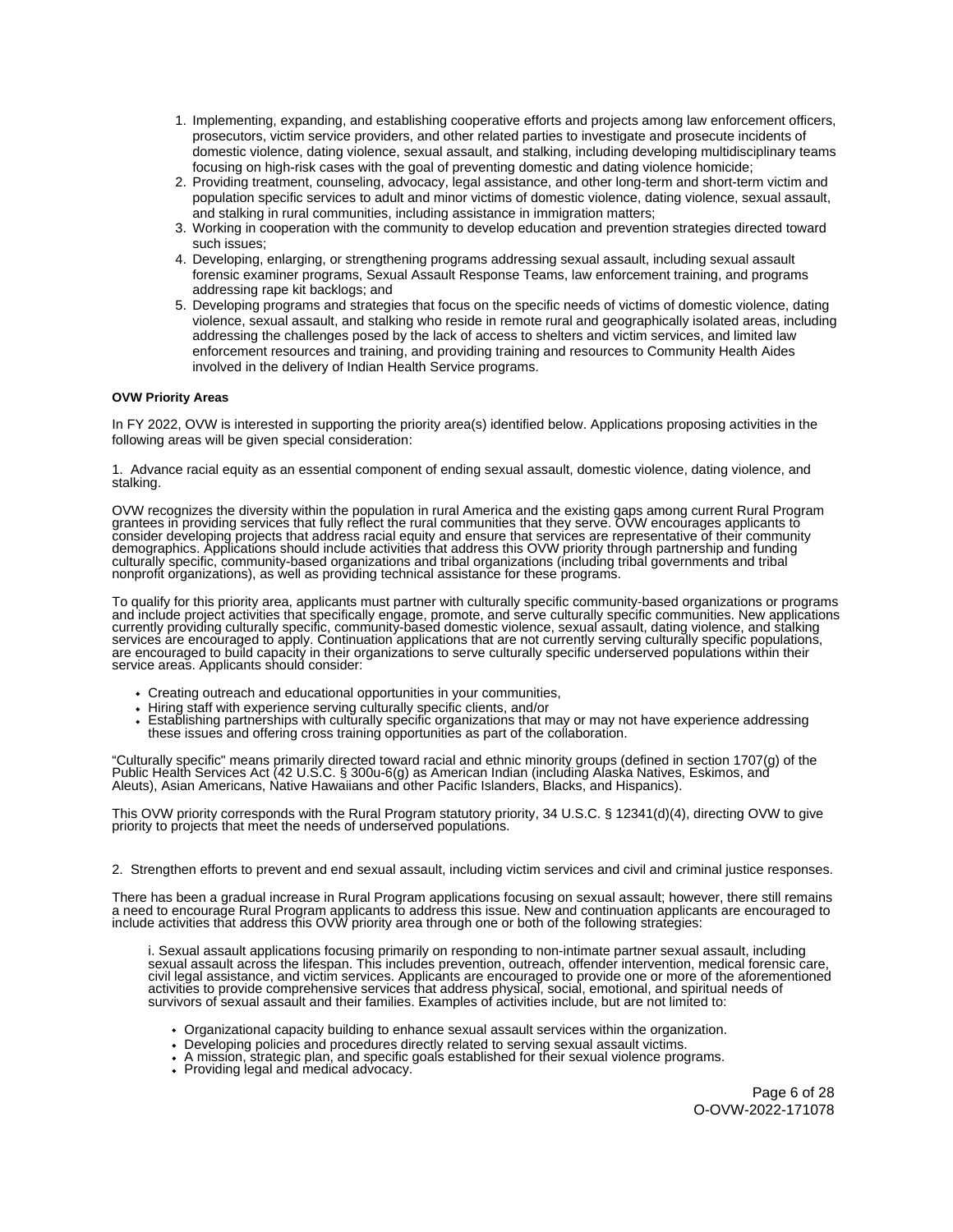1. Implementing, expanding, and establishing cooperative efforts and projects among law enforcement officers, prosecutors, victim service providers, and other related parties to investigate and prosecute incidents of domestic violence, dating violence, sexual assault, and stalking, including developing multidisciplinary teams focusing on high-risk cases with the goal of preventing domestic and dating violence homicide;
2. Providing treatment, counseling, advocacy, legal assistance, and other long-term and short-term victim and population specific services to adult and minor victims of domestic violence, dating violence, sexual assault, and stalking in rural communities, including assistance in immigration matters;
3. Working in cooperation with the community to develop education and prevention strategies directed toward such issues;
4. Developing, enlarging, or strengthening programs addressing sexual assault, including sexual assault forensic examiner programs, Sexual Assault Response Teams, law enforcement training, and programs addressing rape kit backlogs; and
5. Developing programs and strategies that focus on the specific needs of victims of domestic violence, dating violence, sexual assault, and stalking who reside in remote rural and geographically isolated areas, including addressing the challenges posed by the lack of access to shelters and victim services, and limited law enforcement resources and training, and providing training and resources to Community Health Aides involved in the delivery of Indian Health Service programs.

**OVW Priority Areas**

In FY 2022, OVW is interested in supporting the priority area(s) identified below. Applications proposing activities in the following areas will be given special consideration:

1. Advance racial equity as an essential component of ending sexual assault, domestic violence, dating violence, and stalking.

OVW recognizes the diversity within the population in rural America and the existing gaps among current Rural Program grantees in providing services that fully reflect the rural communities that they serve. OVW encourages applicants to consider developing projects that address racial equity and ensure that services are representative of their community demographics. Applications should include activities that address this OVW priority through partnership and funding culturally specific, community-based organizations and tribal organizations (including tribal governments and tribal nonprofit organizations), as well as providing technical assistance for these programs.

To qualify for this priority area, applicants must partner with culturally specific community-based organizations or programs and include project activities that specifically engage, promote, and serve culturally specific communities. New applications currently providing culturally specific, community-based domestic violence, sexual assault, dating violence, and stalking services are encouraged to apply. Continuation applications that are not currently serving culturally specific populations, are encouraged to build capacity in their organizations to serve culturally specific underserved populations within their service areas. Applicants should consider:

- Creating outreach and educational opportunities in your communities,
- Hiring staff with experience serving culturally specific clients, and/or
- Establishing partnerships with culturally specific organizations that may or may not have experience addressing these issues and offering cross training opportunities as part of the collaboration.

"Culturally specific" means primarily directed toward racial and ethnic minority groups (defined in section 1707(g) of the Public Health Services Act (42 U.S.C. § 300u-6(g) as American Indian (including Alaska Natives, Eskimos, and Aleuts), Asian Americans, Native Hawaiians and other Pacific Islanders, Blacks, and Hispanics).

This OVW priority corresponds with the Rural Program statutory priority, 34 U.S.C. § 12341(d)(4), directing OVW to give priority to projects that meet the needs of underserved populations.

2. Strengthen efforts to prevent and end sexual assault, including victim services and civil and criminal justice responses.

There has been a gradual increase in Rural Program applications focusing on sexual assault; however, there still remains a need to encourage Rural Program applicants to address this issue. New and continuation applicants are encouraged to include activities that address this OVW priority area through one or both of the following strategies:

i. Sexual assault applications focusing primarily on responding to non-intimate partner sexual assault, including sexual assault across the lifespan. This includes prevention, outreach, offender intervention, medical forensic care, civil legal assistance, and victim services. Applicants are encouraged to provide one or more of the aforementioned activities to provide comprehensive services that address physical, social, emotional, and spiritual needs of survivors of sexual assault and their families. Examples of activities include, but are not limited to:

- Organizational capacity building to enhance sexual assault services within the organization.
- Developing policies and procedures directly related to serving sexual assault victims.
- A mission, strategic plan, and specific goals established for their sexual violence programs.
- Providing legal and medical advocacy.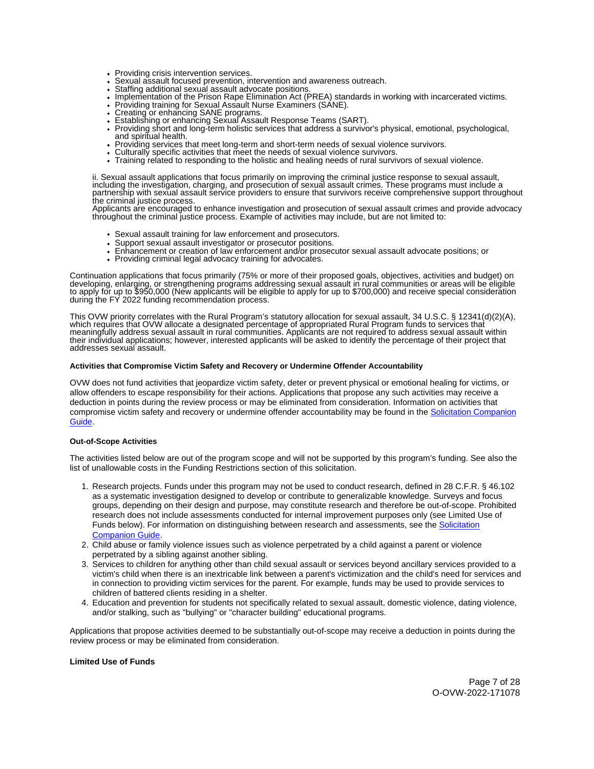- Providing crisis intervention services.
- Sexual assault focused prevention, intervention and awareness outreach.
- Staffing additional sexual assault advocate positions.
- Implementation of the Prison Rape Elimination Act (PREA) standards in working with incarcerated victims.
- Providing training for Sexual Assault Nurse Examiners (SANE).
- Creating or enhancing SANE programs.
- Establishing or enhancing Sexual Assault Response Teams (SART).
- Providing short and long-term holistic services that address a survivor's physical, emotional, psychological, and spiritual health.
- Providing services that meet long-term and short-term needs of sexual violence survivors.
- Culturally specific activities that meet the needs of sexual violence survivors.
- Training related to responding to the holistic and healing needs of rural survivors of sexual violence.

ii. Sexual assault applications that focus primarily on improving the criminal justice response to sexual assault, including the investigation, charging, and prosecution of sexual assault crimes. These programs must include a partnership with sexual assault service providers to ensure that survivors receive comprehensive support throughout the criminal justice process.
Applicants are encouraged to enhance investigation and prosecution of sexual assault crimes and provide advocacy throughout the criminal justice process. Example of activities may include, but are not limited to:

- Sexual assault training for law enforcement and prosecutors.
- Support sexual assault investigator or prosecutor positions.
- Enhancement or creation of law enforcement and/or prosecutor sexual assault advocate positions; or
- Providing criminal legal advocacy training for advocates.

Continuation applications that focus primarily (75% or more of their proposed goals, objectives, activities and budget) on developing, enlarging, or strengthening programs addressing sexual assault in rural communities or areas will be eligible to apply for up to $950,000 (New applicants will be eligible to apply for up to $700,000) and receive special consideration during the FY 2022 funding recommendation process.

This OVW priority correlates with the Rural Program's statutory allocation for sexual assault, 34 U.S.C. § 12341(d)(2)(A), which requires that OVW allocate a designated percentage of appropriated Rural Program funds to services that meaningfully address sexual assault in rural communities. Applicants are not required to address sexual assault within their individual applications; however, interested applicants will be asked to identify the percentage of their project that addresses sexual assault.

**Activities that Compromise Victim Safety and Recovery or Undermine Offender Accountability**

OVW does not fund activities that jeopardize victim safety, deter or prevent physical or emotional healing for victims, or allow offenders to escape responsibility for their actions. Applications that propose any such activities may receive a deduction in points during the review process or may be eliminated from consideration. Information on activities that compromise victim safety and recovery or undermine offender accountability may be found in the Solicitation Companion Guide.

**Out-of-Scope Activities**

The activities listed below are out of the program scope and will not be supported by this program's funding. See also the list of unallowable costs in the Funding Restrictions section of this solicitation.

1. Research projects. Funds under this program may not be used to conduct research, defined in 28 C.F.R. § 46.102 as a systematic investigation designed to develop or contribute to generalizable knowledge. Surveys and focus groups, depending on their design and purpose, may constitute research and therefore be out-of-scope. Prohibited research does not include assessments conducted for internal improvement purposes only (see Limited Use of Funds below). For information on distinguishing between research and assessments, see the Solicitation Companion Guide.
2. Child abuse or family violence issues such as violence perpetrated by a child against a parent or violence perpetrated by a sibling against another sibling.
3. Services to children for anything other than child sexual assault or services beyond ancillary services provided to a victim's child when there is an inextricable link between a parent's victimization and the child's need for services and in connection to providing victim services for the parent. For example, funds may be used to provide services to children of battered clients residing in a shelter.
4. Education and prevention for students not specifically related to sexual assault, domestic violence, dating violence, and/or stalking, such as "bullying" or "character building" educational programs.

Applications that propose activities deemed to be substantially out-of-scope may receive a deduction in points during the review process or may be eliminated from consideration.

**Limited Use of Funds**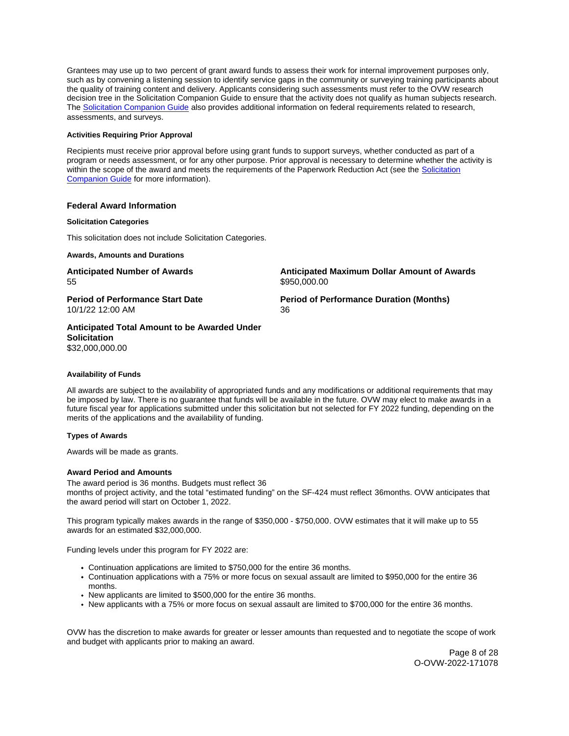Grantees may use up to two percent of grant award funds to assess their work for internal improvement purposes only, such as by convening a listening session to identify service gaps in the community or surveying training participants about the quality of training content and delivery. Applicants considering such assessments must refer to the OVW research decision tree in the Solicitation Companion Guide to ensure that the activity does not qualify as human subjects research. The Solicitation Companion Guide also provides additional information on federal requirements related to research, assessments, and surveys.

#### Activities Requiring Prior Approval

Recipients must receive prior approval before using grant funds to support surveys, whether conducted as part of a program or needs assessment, or for any other purpose. Prior approval is necessary to determine whether the activity is within the scope of the award and meets the requirements of the Paperwork Reduction Act (see the Solicitation Companion Guide for more information).

### Federal Award Information

#### Solicitation Categories

This solicitation does not include Solicitation Categories.

#### Awards, Amounts and Durations

**Anticipated Number of Awards**
55

**Anticipated Maximum Dollar Amount of Awards**
$950,000.00

**Period of Performance Start Date**
10/1/22 12:00 AM

**Period of Performance Duration (Months)**
36

**Anticipated Total Amount to be Awarded Under Solicitation**
$32,000,000.00

#### Availability of Funds

All awards are subject to the availability of appropriated funds and any modifications or additional requirements that may be imposed by law. There is no guarantee that funds will be available in the future. OVW may elect to make awards in a future fiscal year for applications submitted under this solicitation but not selected for FY 2022 funding, depending on the merits of the applications and the availability of funding.

#### Types of Awards

Awards will be made as grants.

#### Award Period and Amounts

The award period is 36 months. Budgets must reflect 36 months of project activity, and the total "estimated funding" on the SF-424 must reflect 36months. OVW anticipates that the award period will start on October 1, 2022.

This program typically makes awards in the range of $350,000 - $750,000. OVW estimates that it will make up to 55 awards for an estimated $32,000,000.

Funding levels under this program for FY 2022 are:

- Continuation applications are limited to $750,000 for the entire 36 months.
- Continuation applications with a 75% or more focus on sexual assault are limited to $950,000 for the entire 36 months.
- New applicants are limited to $500,000 for the entire 36 months.
- New applicants with a 75% or more focus on sexual assault are limited to $700,000 for the entire 36 months.

OVW has the discretion to make awards for greater or lesser amounts than requested and to negotiate the scope of work and budget with applicants prior to making an award.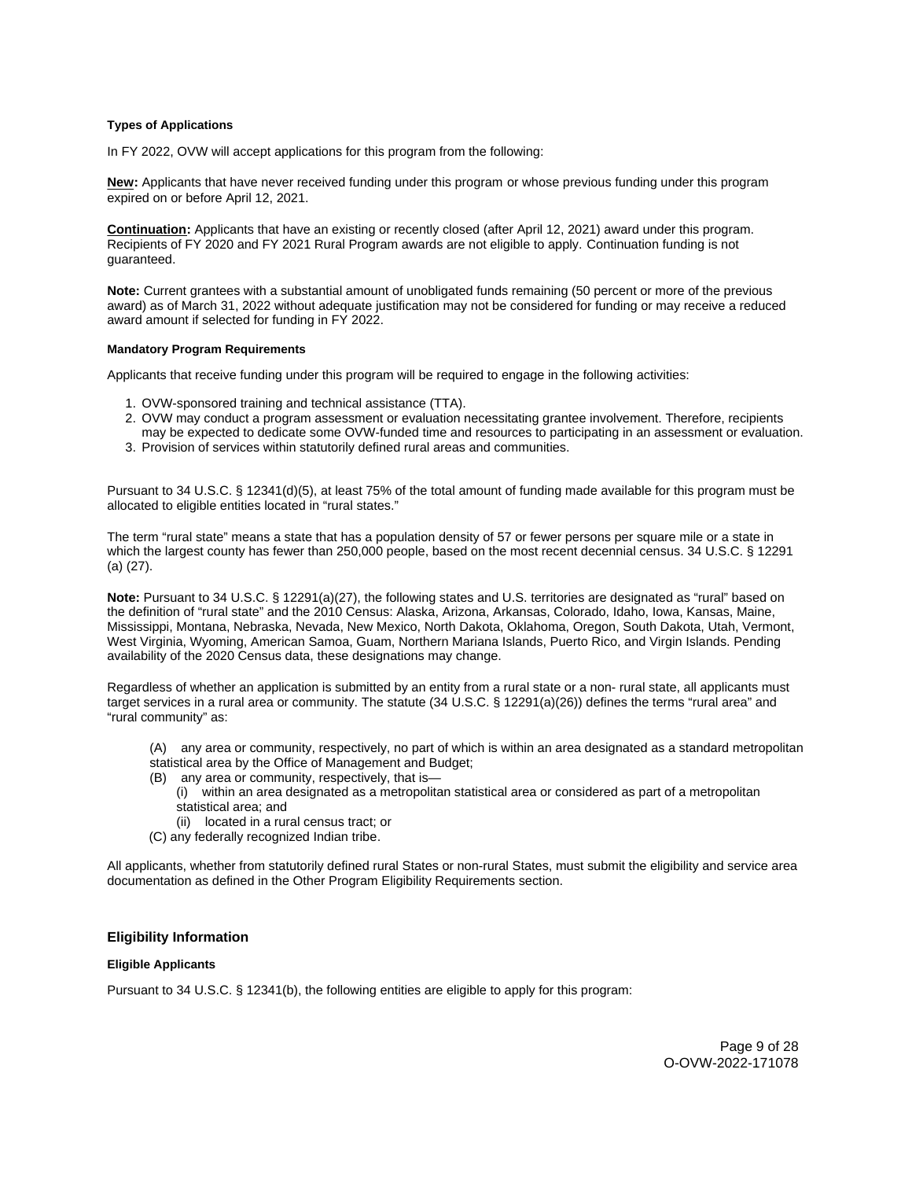#### Types of Applications

In FY 2022, OVW will accept applications for this program from the following:

**New:** Applicants that have never received funding under this program or whose previous funding under this program expired on or before April 12, 2021.

**Continuation:** Applicants that have an existing or recently closed (after April 12, 2021) award under this program. Recipients of FY 2020 and FY 2021 Rural Program awards are not eligible to apply. Continuation funding is not guaranteed.

**Note:** Current grantees with a substantial amount of unobligated funds remaining (50 percent or more of the previous award) as of March 31, 2022 without adequate justification may not be considered for funding or may receive a reduced award amount if selected for funding in FY 2022.

#### Mandatory Program Requirements

Applicants that receive funding under this program will be required to engage in the following activities:

1. OVW-sponsored training and technical assistance (TTA).
2. OVW may conduct a program assessment or evaluation necessitating grantee involvement. Therefore, recipients may be expected to dedicate some OVW-funded time and resources to participating in an assessment or evaluation.
3. Provision of services within statutorily defined rural areas and communities.

Pursuant to 34 U.S.C. § 12341(d)(5), at least 75% of the total amount of funding made available for this program must be allocated to eligible entities located in "rural states."

The term "rural state" means a state that has a population density of 57 or fewer persons per square mile or a state in which the largest county has fewer than 250,000 people, based on the most recent decennial census. 34 U.S.C. § 12291 (a) (27).

**Note:** Pursuant to 34 U.S.C. § 12291(a)(27), the following states and U.S. territories are designated as "rural" based on the definition of "rural state" and the 2010 Census: Alaska, Arizona, Arkansas, Colorado, Idaho, Iowa, Kansas, Maine, Mississippi, Montana, Nebraska, Nevada, New Mexico, North Dakota, Oklahoma, Oregon, South Dakota, Utah, Vermont, West Virginia, Wyoming, American Samoa, Guam, Northern Mariana Islands, Puerto Rico, and Virgin Islands. Pending availability of the 2020 Census data, these designations may change.

Regardless of whether an application is submitted by an entity from a rural state or a non- rural state, all applicants must target services in a rural area or community. The statute (34 U.S.C. § 12291(a)(26)) defines the terms "rural area" and "rural community" as:

> (A) any area or community, respectively, no part of which is within an area designated as a standard metropolitan statistical area by the Office of Management and Budget;
>
> (B) any area or community, respectively, that is—
>
> (i) within an area designated as a metropolitan statistical area or considered as part of a metropolitan statistical area; and
>
> (ii) located in a rural census tract; or
>
> (C) any federally recognized Indian tribe.

All applicants, whether from statutorily defined rural States or non-rural States, must submit the eligibility and service area documentation as defined in the Other Program Eligibility Requirements section.

### Eligibility Information

#### Eligible Applicants

Pursuant to 34 U.S.C. § 12341(b), the following entities are eligible to apply for this program: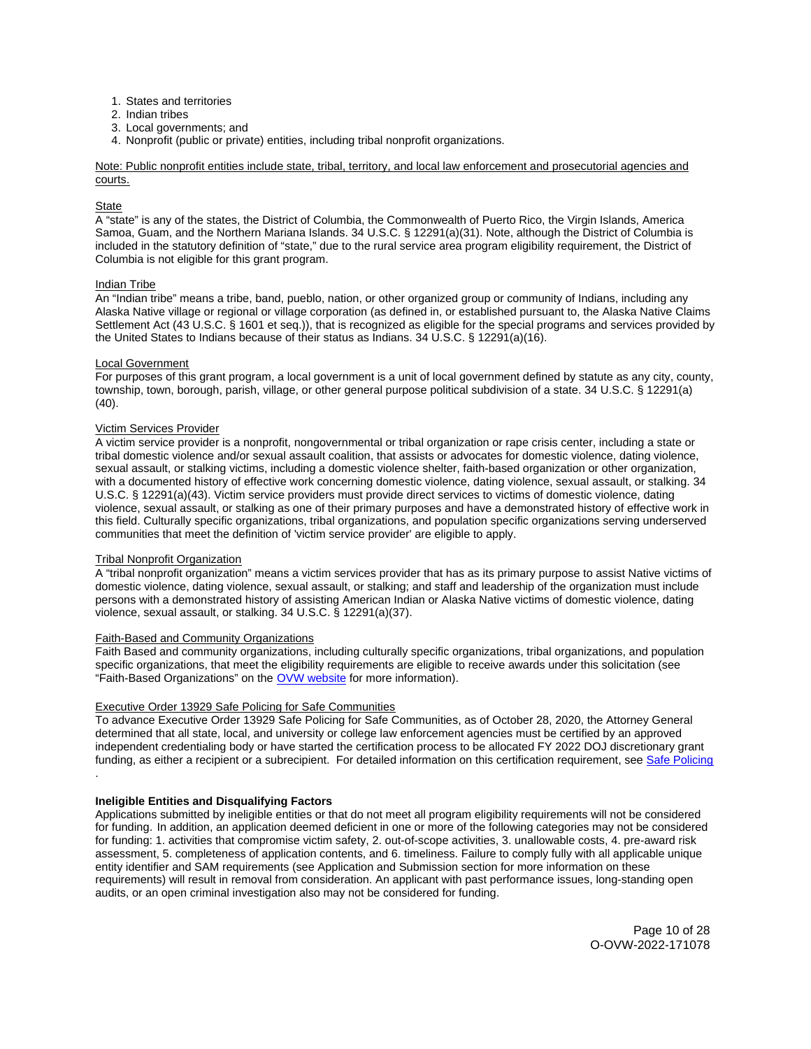1. States and territories
2. Indian tribes
3. Local governments; and
4. Nonprofit (public or private) entities, including tribal nonprofit organizations.

Note: Public nonprofit entities include state, tribal, territory, and local law enforcement and prosecutorial agencies and courts.

State

A "state" is any of the states, the District of Columbia, the Commonwealth of Puerto Rico, the Virgin Islands, America Samoa, Guam, and the Northern Mariana Islands. 34 U.S.C. § 12291(a)(31). Note, although the District of Columbia is included in the statutory definition of "state," due to the rural service area program eligibility requirement, the District of Columbia is not eligible for this grant program.

Indian Tribe

An "Indian tribe" means a tribe, band, pueblo, nation, or other organized group or community of Indians, including any Alaska Native village or regional or village corporation (as defined in, or established pursuant to, the Alaska Native Claims Settlement Act (43 U.S.C. § 1601 et seq.)), that is recognized as eligible for the special programs and services provided by the United States to Indians because of their status as Indians. 34 U.S.C. § 12291(a)(16).

Local Government

For purposes of this grant program, a local government is a unit of local government defined by statute as any city, county, township, town, borough, parish, village, or other general purpose political subdivision of a state. 34 U.S.C. § 12291(a)(40).

Victim Services Provider

A victim service provider is a nonprofit, nongovernmental or tribal organization or rape crisis center, including a state or tribal domestic violence and/or sexual assault coalition, that assists or advocates for domestic violence, dating violence, sexual assault, or stalking victims, including a domestic violence shelter, faith-based organization or other organization, with a documented history of effective work concerning domestic violence, dating violence, sexual assault, or stalking. 34 U.S.C. § 12291(a)(43). Victim service providers must provide direct services to victims of domestic violence, dating violence, sexual assault, or stalking as one of their primary purposes and have a demonstrated history of effective work in this field. Culturally specific organizations, tribal organizations, and population specific organizations serving underserved communities that meet the definition of 'victim service provider' are eligible to apply.

Tribal Nonprofit Organization

A "tribal nonprofit organization" means a victim services provider that has as its primary purpose to assist Native victims of domestic violence, dating violence, sexual assault, or stalking; and staff and leadership of the organization must include persons with a demonstrated history of assisting American Indian or Alaska Native victims of domestic violence, dating violence, sexual assault, or stalking. 34 U.S.C. § 12291(a)(37).

Faith-Based and Community Organizations

Faith Based and community organizations, including culturally specific organizations, tribal organizations, and population specific organizations, that meet the eligibility requirements are eligible to receive awards under this solicitation (see "Faith-Based Organizations" on the OVW website for more information).

Executive Order 13929 Safe Policing for Safe Communities

To advance Executive Order 13929 Safe Policing for Safe Communities, as of October 28, 2020, the Attorney General determined that all state, local, and university or college law enforcement agencies must be certified by an approved independent credentialing body or have started the certification process to be allocated FY 2022 DOJ discretionary grant funding, as either a recipient or a subrecipient. For detailed information on this certification requirement, see Safe Policing.

**Ineligible Entities and Disqualifying Factors**

Applications submitted by ineligible entities or that do not meet all program eligibility requirements will not be considered for funding. In addition, an application deemed deficient in one or more of the following categories may not be considered for funding: 1. activities that compromise victim safety, 2. out-of-scope activities, 3. unallowable costs, 4. pre-award risk assessment, 5. completeness of application contents, and 6. timeliness. Failure to comply fully with all applicable unique entity identifier and SAM requirements (see Application and Submission section for more information on these requirements) will result in removal from consideration. An applicant with past performance issues, long-standing open audits, or an open criminal investigation also may not be considered for funding.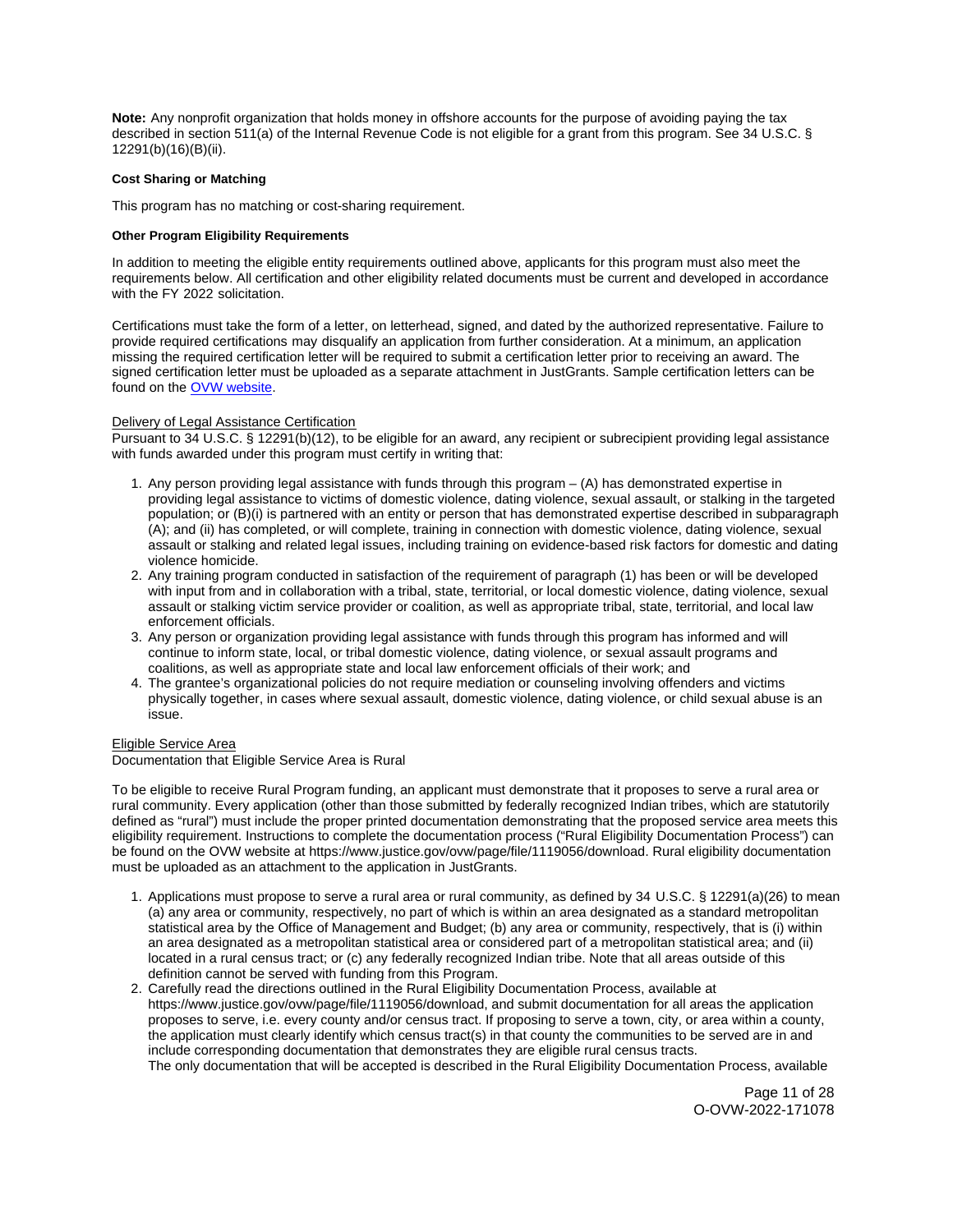**Note:** Any nonprofit organization that holds money in offshore accounts for the purpose of avoiding paying the tax described in section 511(a) of the Internal Revenue Code is not eligible for a grant from this program. See 34 U.S.C. § 12291(b)(16)(B)(ii).

**Cost Sharing or Matching**

This program has no matching or cost-sharing requirement.

**Other Program Eligibility Requirements**

In addition to meeting the eligible entity requirements outlined above, applicants for this program must also meet the requirements below. All certification and other eligibility related documents must be current and developed in accordance with the FY 2022 solicitation.

Certifications must take the form of a letter, on letterhead, signed, and dated by the authorized representative. Failure to provide required certifications may disqualify an application from further consideration. At a minimum, an application missing the required certification letter will be required to submit a certification letter prior to receiving an award. The signed certification letter must be uploaded as a separate attachment in JustGrants. Sample certification letters can be found on the OVW website.

Delivery of Legal Assistance Certification

Pursuant to 34 U.S.C. § 12291(b)(12), to be eligible for an award, any recipient or subrecipient providing legal assistance with funds awarded under this program must certify in writing that:

1. Any person providing legal assistance with funds through this program – (A) has demonstrated expertise in providing legal assistance to victims of domestic violence, dating violence, sexual assault, or stalking in the targeted population; or (B)(i) is partnered with an entity or person that has demonstrated expertise described in subparagraph (A); and (ii) has completed, or will complete, training in connection with domestic violence, dating violence, sexual assault or stalking and related legal issues, including training on evidence-based risk factors for domestic and dating violence homicide.
2. Any training program conducted in satisfaction of the requirement of paragraph (1) has been or will be developed with input from and in collaboration with a tribal, state, territorial, or local domestic violence, dating violence, sexual assault or stalking victim service provider or coalition, as well as appropriate tribal, state, territorial, and local law enforcement officials.
3. Any person or organization providing legal assistance with funds through this program has informed and will continue to inform state, local, or tribal domestic violence, dating violence, or sexual assault programs and coalitions, as well as appropriate state and local law enforcement officials of their work; and
4. The grantee's organizational policies do not require mediation or counseling involving offenders and victims physically together, in cases where sexual assault, domestic violence, dating violence, or child sexual abuse is an issue.

Eligible Service Area

Documentation that Eligible Service Area is Rural

To be eligible to receive Rural Program funding, an applicant must demonstrate that it proposes to serve a rural area or rural community. Every application (other than those submitted by federally recognized Indian tribes, which are statutorily defined as "rural") must include the proper printed documentation demonstrating that the proposed service area meets this eligibility requirement. Instructions to complete the documentation process ("Rural Eligibility Documentation Process") can be found on the OVW website at https://www.justice.gov/ovw/page/file/1119056/download. Rural eligibility documentation must be uploaded as an attachment to the application in JustGrants.

1. Applications must propose to serve a rural area or rural community, as defined by 34 U.S.C. § 12291(a)(26) to mean (a) any area or community, respectively, no part of which is within an area designated as a standard metropolitan statistical area by the Office of Management and Budget; (b) any area or community, respectively, that is (i) within an area designated as a metropolitan statistical area or considered part of a metropolitan statistical area; and (ii) located in a rural census tract; or (c) any federally recognized Indian tribe. Note that all areas outside of this definition cannot be served with funding from this Program.
2. Carefully read the directions outlined in the Rural Eligibility Documentation Process, available at https://www.justice.gov/ovw/page/file/1119056/download, and submit documentation for all areas the application proposes to serve, i.e. every county and/or census tract. If proposing to serve a town, city, or area within a county, the application must clearly identify which census tract(s) in that county the communities to be served are in and include corresponding documentation that demonstrates they are eligible rural census tracts.
   The only documentation that will be accepted is described in the Rural Eligibility Documentation Process, available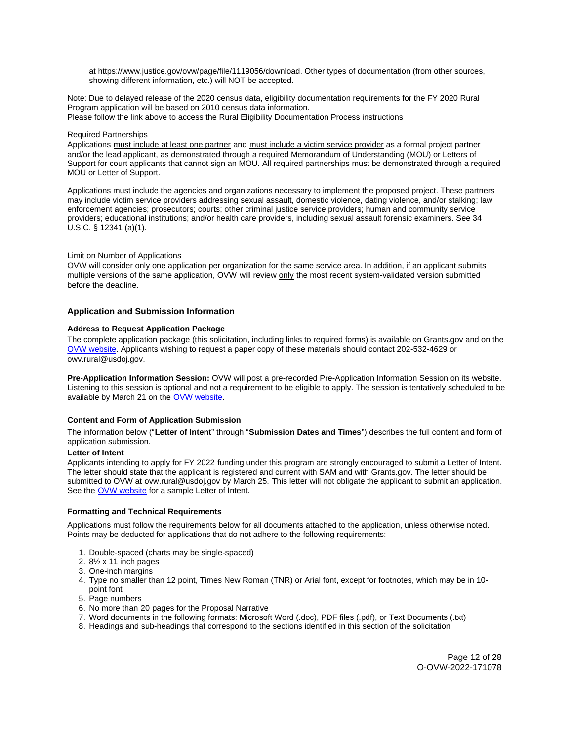at https://www.justice.gov/ovw/page/file/1119056/download. Other types of documentation (from other sources, showing different information, etc.) will NOT be accepted.

Note: Due to delayed release of the 2020 census data, eligibility documentation requirements for the FY 2020 Rural Program application will be based on 2010 census data information.
Please follow the link above to access the Rural Eligibility Documentation Process instructions

Required Partnerships
Applications must include at least one partner and must include a victim service provider as a formal project partner and/or the lead applicant, as demonstrated through a required Memorandum of Understanding (MOU) or Letters of Support for court applicants that cannot sign an MOU. All required partnerships must be demonstrated through a required MOU or Letter of Support.

Applications must include the agencies and organizations necessary to implement the proposed project. These partners may include victim service providers addressing sexual assault, domestic violence, dating violence, and/or stalking; law enforcement agencies; prosecutors; courts; other criminal justice service providers; human and community service providers; educational institutions; and/or health care providers, including sexual assault forensic examiners. See 34 U.S.C. § 12341 (a)(1).

Limit on Number of Applications
OVW will consider only one application per organization for the same service area. In addition, if an applicant submits multiple versions of the same application, OVW will review only the most recent system-validated version submitted before the deadline.

## Application and Submission Information

### Address to Request Application Package

The complete application package (this solicitation, including links to required forms) is available on Grants.gov and on the OVW website. Applicants wishing to request a paper copy of these materials should contact 202-532-4629 or owv.rural@usdoj.gov.

**Pre-Application Information Session:** OVW will post a pre-recorded Pre-Application Information Session on its website. Listening to this session is optional and not a requirement to be eligible to apply. The session is tentatively scheduled to be available by March 21 on the OVW website.

### Content and Form of Application Submission

The information below ("**Letter of Intent**" through "**Submission Dates and Times**") describes the full content and form of application submission.

**Letter of Intent**
Applicants intending to apply for FY 2022 funding under this program are strongly encouraged to submit a Letter of Intent. The letter should state that the applicant is registered and current with SAM and with Grants.gov. The letter should be submitted to OVW at ovw.rural@usdoj.gov by March 25. This letter will not obligate the applicant to submit an application. See the OVW website for a sample Letter of Intent.

### Formatting and Technical Requirements

Applications must follow the requirements below for all documents attached to the application, unless otherwise noted. Points may be deducted for applications that do not adhere to the following requirements:

1. Double-spaced (charts may be single-spaced)
2. 8½ x 11 inch pages
3. One-inch margins
4. Type no smaller than 12 point, Times New Roman (TNR) or Arial font, except for footnotes, which may be in 10-point font
5. Page numbers
6. No more than 20 pages for the Proposal Narrative
7. Word documents in the following formats: Microsoft Word (.doc), PDF files (.pdf), or Text Documents (.txt)
8. Headings and sub-headings that correspond to the sections identified in this section of the solicitation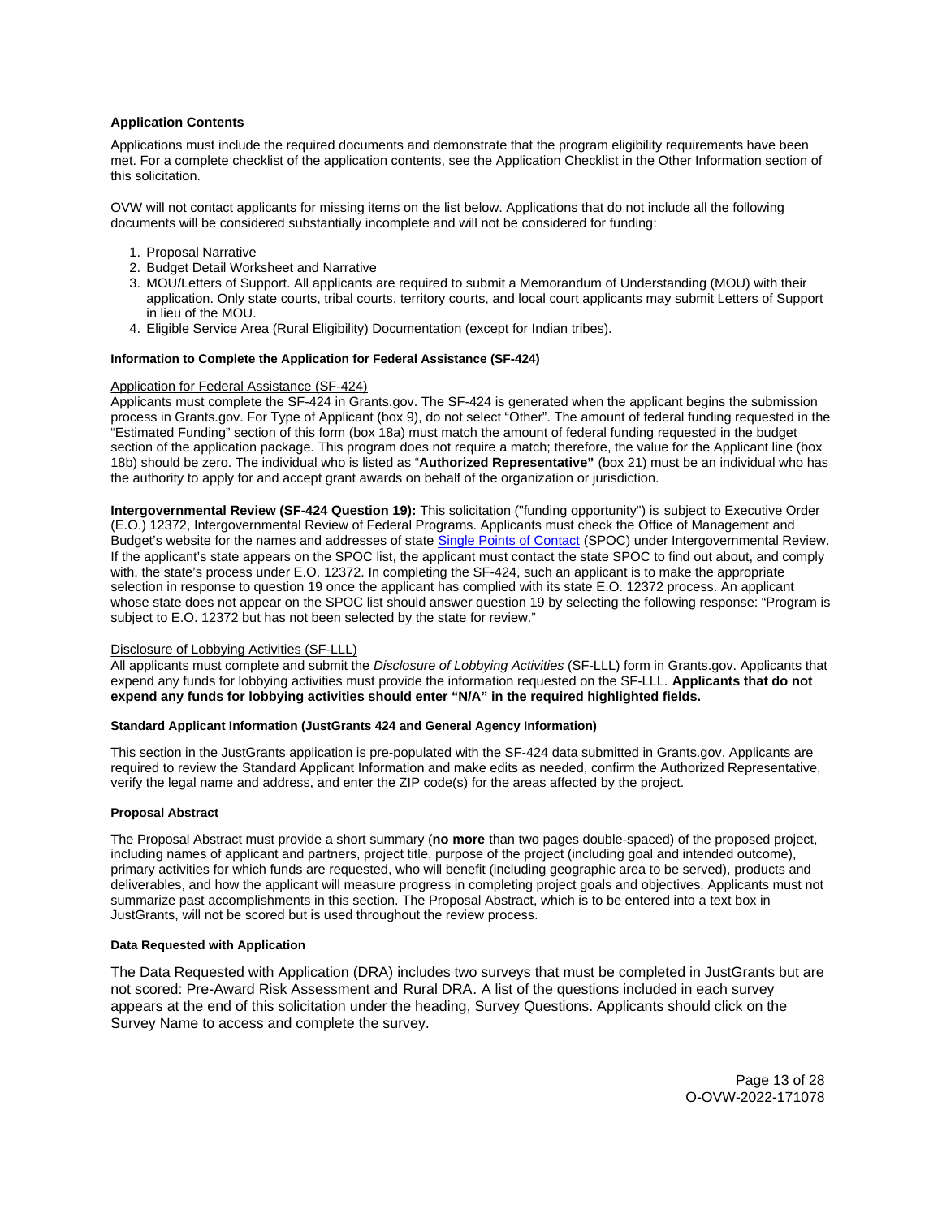### Application Contents

Applications must include the required documents and demonstrate that the program eligibility requirements have been met. For a complete checklist of the application contents, see the Application Checklist in the Other Information section of this solicitation.

OVW will not contact applicants for missing items on the list below. Applications that do not include all the following documents will be considered substantially incomplete and will not be considered for funding:

1. Proposal Narrative
2. Budget Detail Worksheet and Narrative
3. MOU/Letters of Support. All applicants are required to submit a Memorandum of Understanding (MOU) with their application. Only state courts, tribal courts, territory courts, and local court applicants may submit Letters of Support in lieu of the MOU.
4. Eligible Service Area (Rural Eligibility) Documentation (except for Indian tribes).

#### Information to Complete the Application for Federal Assistance (SF-424)

Application for Federal Assistance (SF-424)
Applicants must complete the SF-424 in Grants.gov. The SF-424 is generated when the applicant begins the submission process in Grants.gov. For Type of Applicant (box 9), do not select "Other". The amount of federal funding requested in the "Estimated Funding" section of this form (box 18a) must match the amount of federal funding requested in the budget section of the application package. This program does not require a match; therefore, the value for the Applicant line (box 18b) should be zero. The individual who is listed as "**Authorized Representative"** (box 21) must be an individual who has the authority to apply for and accept grant awards on behalf of the organization or jurisdiction.

**Intergovernmental Review (SF-424 Question 19):** This solicitation ("funding opportunity") is subject to Executive Order (E.O.) 12372, Intergovernmental Review of Federal Programs. Applicants must check the Office of Management and Budget's website for the names and addresses of state Single Points of Contact (SPOC) under Intergovernmental Review. If the applicant's state appears on the SPOC list, the applicant must contact the state SPOC to find out about, and comply with, the state's process under E.O. 12372. In completing the SF-424, such an applicant is to make the appropriate selection in response to question 19 once the applicant has complied with its state E.O. 12372 process. An applicant whose state does not appear on the SPOC list should answer question 19 by selecting the following response: "Program is subject to E.O. 12372 but has not been selected by the state for review."

Disclosure of Lobbying Activities (SF-LLL)
All applicants must complete and submit the *Disclosure of Lobbying Activities* (SF-LLL) form in Grants.gov. Applicants that expend any funds for lobbying activities must provide the information requested on the SF-LLL. **Applicants that do not expend any funds for lobbying activities should enter "N/A" in the required highlighted fields.**

#### Standard Applicant Information (JustGrants 424 and General Agency Information)

This section in the JustGrants application is pre-populated with the SF-424 data submitted in Grants.gov. Applicants are required to review the Standard Applicant Information and make edits as needed, confirm the Authorized Representative, verify the legal name and address, and enter the ZIP code(s) for the areas affected by the project.

#### Proposal Abstract

The Proposal Abstract must provide a short summary (**no more** than two pages double-spaced) of the proposed project, including names of applicant and partners, project title, purpose of the project (including goal and intended outcome), primary activities for which funds are requested, who will benefit (including geographic area to be served), products and deliverables, and how the applicant will measure progress in completing project goals and objectives. Applicants must not summarize past accomplishments in this section. The Proposal Abstract, which is to be entered into a text box in JustGrants, will not be scored but is used throughout the review process.

#### Data Requested with Application

The Data Requested with Application (DRA) includes two surveys that must be completed in JustGrants but are not scored: Pre-Award Risk Assessment and Rural DRA. A list of the questions included in each survey appears at the end of this solicitation under the heading, Survey Questions. Applicants should click on the Survey Name to access and complete the survey.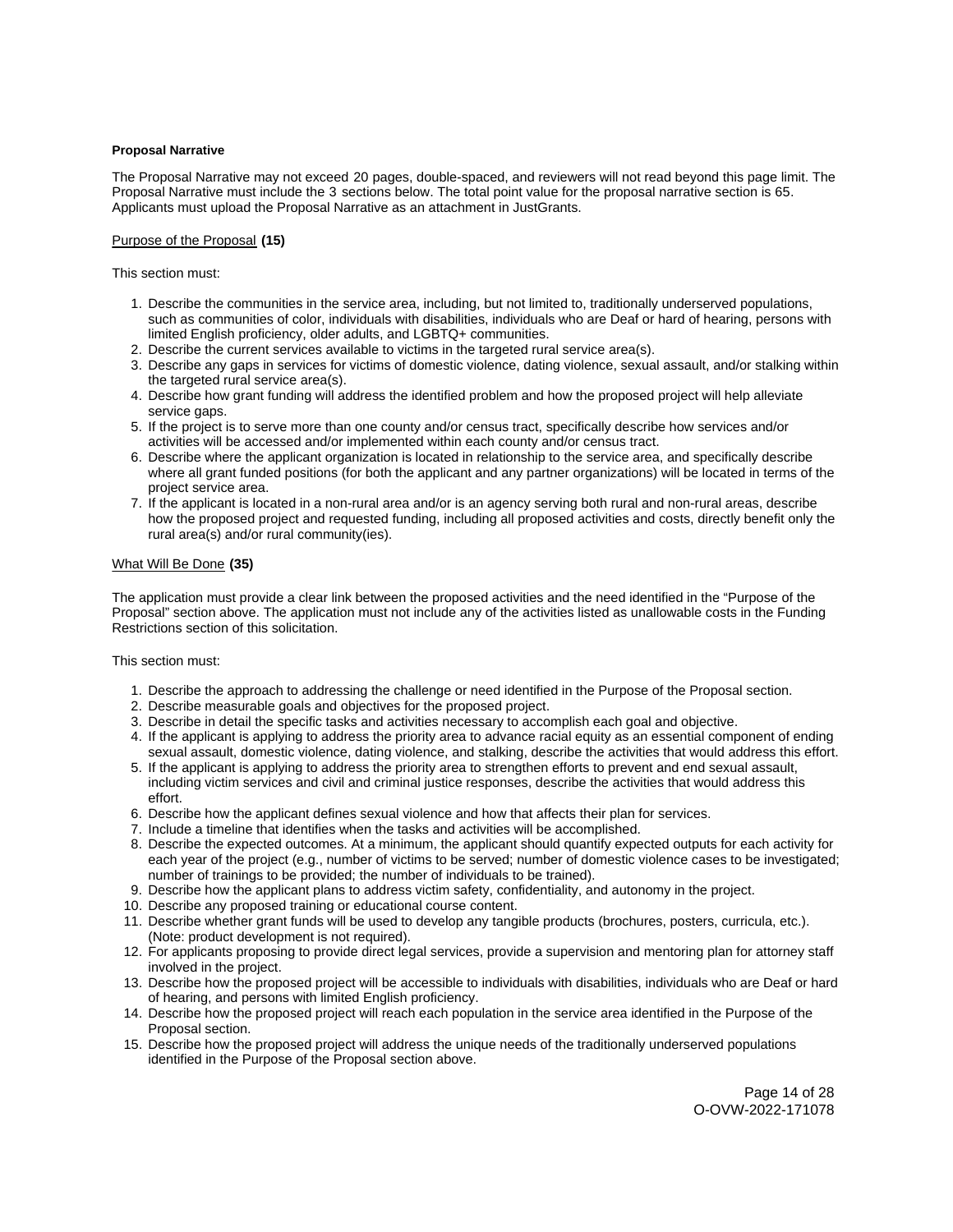**Proposal Narrative**

The Proposal Narrative may not exceed 20 pages, double-spaced, and reviewers will not read beyond this page limit. The Proposal Narrative must include the 3 sections below. The total point value for the proposal narrative section is 65. Applicants must upload the Proposal Narrative as an attachment in JustGrants.

Purpose of the Proposal **(15)**

This section must:

1. Describe the communities in the service area, including, but not limited to, traditionally underserved populations, such as communities of color, individuals with disabilities, individuals who are Deaf or hard of hearing, persons with limited English proficiency, older adults, and LGBTQ+ communities.
2. Describe the current services available to victims in the targeted rural service area(s).
3. Describe any gaps in services for victims of domestic violence, dating violence, sexual assault, and/or stalking within the targeted rural service area(s).
4. Describe how grant funding will address the identified problem and how the proposed project will help alleviate service gaps.
5. If the project is to serve more than one county and/or census tract, specifically describe how services and/or activities will be accessed and/or implemented within each county and/or census tract.
6. Describe where the applicant organization is located in relationship to the service area, and specifically describe where all grant funded positions (for both the applicant and any partner organizations) will be located in terms of the project service area.
7. If the applicant is located in a non-rural area and/or is an agency serving both rural and non-rural areas, describe how the proposed project and requested funding, including all proposed activities and costs, directly benefit only the rural area(s) and/or rural community(ies).

What Will Be Done **(35)**

The application must provide a clear link between the proposed activities and the need identified in the "Purpose of the Proposal" section above. The application must not include any of the activities listed as unallowable costs in the Funding Restrictions section of this solicitation.

This section must:

1. Describe the approach to addressing the challenge or need identified in the Purpose of the Proposal section.
2. Describe measurable goals and objectives for the proposed project.
3. Describe in detail the specific tasks and activities necessary to accomplish each goal and objective.
4. If the applicant is applying to address the priority area to advance racial equity as an essential component of ending sexual assault, domestic violence, dating violence, and stalking, describe the activities that would address this effort.
5. If the applicant is applying to address the priority area to strengthen efforts to prevent and end sexual assault, including victim services and civil and criminal justice responses, describe the activities that would address this effort.
6. Describe how the applicant defines sexual violence and how that affects their plan for services.
7. Include a timeline that identifies when the tasks and activities will be accomplished.
8. Describe the expected outcomes. At a minimum, the applicant should quantify expected outputs for each activity for each year of the project (e.g., number of victims to be served; number of domestic violence cases to be investigated; number of trainings to be provided; the number of individuals to be trained).
9. Describe how the applicant plans to address victim safety, confidentiality, and autonomy in the project.
10. Describe any proposed training or educational course content.
11. Describe whether grant funds will be used to develop any tangible products (brochures, posters, curricula, etc.). (Note: product development is not required).
12. For applicants proposing to provide direct legal services, provide a supervision and mentoring plan for attorney staff involved in the project.
13. Describe how the proposed project will be accessible to individuals with disabilities, individuals who are Deaf or hard of hearing, and persons with limited English proficiency.
14. Describe how the proposed project will reach each population in the service area identified in the Purpose of the Proposal section.
15. Describe how the proposed project will address the unique needs of the traditionally underserved populations identified in the Purpose of the Proposal section above.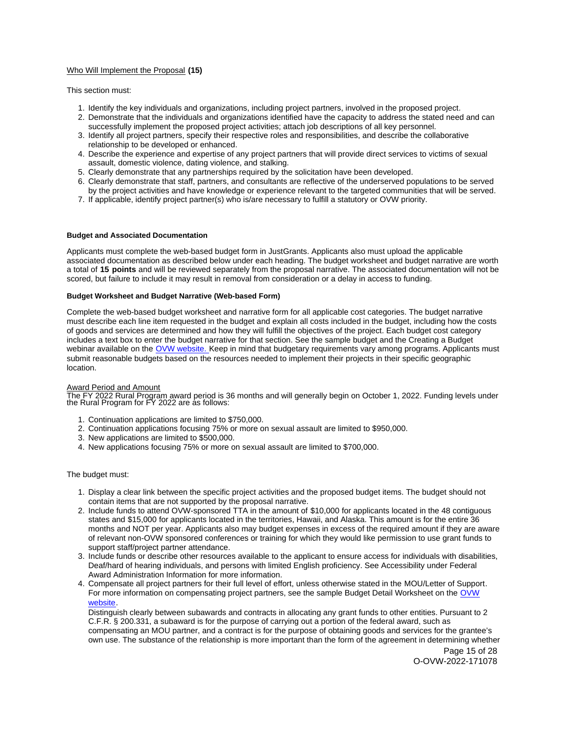Who Will Implement the Proposal **(15)**

This section must:

1. Identify the key individuals and organizations, including project partners, involved in the proposed project.
2. Demonstrate that the individuals and organizations identified have the capacity to address the stated need and can successfully implement the proposed project activities; attach job descriptions of all key personnel.
3. Identify all project partners, specify their respective roles and responsibilities, and describe the collaborative relationship to be developed or enhanced.
4. Describe the experience and expertise of any project partners that will provide direct services to victims of sexual assault, domestic violence, dating violence, and stalking.
5. Clearly demonstrate that any partnerships required by the solicitation have been developed.
6. Clearly demonstrate that staff, partners, and consultants are reflective of the underserved populations to be served by the project activities and have knowledge or experience relevant to the targeted communities that will be served.
7. If applicable, identify project partner(s) who is/are necessary to fulfill a statutory or OVW priority.

### Budget and Associated Documentation

Applicants must complete the web-based budget form in JustGrants. Applicants also must upload the applicable associated documentation as described below under each heading. The budget worksheet and budget narrative are worth a total of **15 points** and will be reviewed separately from the proposal narrative. The associated documentation will not be scored, but failure to include it may result in removal from consideration or a delay in access to funding.

#### Budget Worksheet and Budget Narrative (Web-based Form)

Complete the web-based budget worksheet and narrative form for all applicable cost categories. The budget narrative must describe each line item requested in the budget and explain all costs included in the budget, including how the costs of goods and services are determined and how they will fulfill the objectives of the project. Each budget cost category includes a text box to enter the budget narrative for that section. See the sample budget and the Creating a Budget webinar available on the OVW website. Keep in mind that budgetary requirements vary among programs. Applicants must submit reasonable budgets based on the resources needed to implement their projects in their specific geographic location.

Award Period and Amount

The FY 2022 Rural Program award period is 36 months and will generally begin on October 1, 2022. Funding levels under the Rural Program for FY 2022 are as follows:

1. Continuation applications are limited to $750,000.
2. Continuation applications focusing 75% or more on sexual assault are limited to $950,000.
3. New applications are limited to $500,000.
4. New applications focusing 75% or more on sexual assault are limited to $700,000.

The budget must:

1. Display a clear link between the specific project activities and the proposed budget items. The budget should not contain items that are not supported by the proposal narrative.
2. Include funds to attend OVW-sponsored TTA in the amount of $10,000 for applicants located in the 48 contiguous states and $15,000 for applicants located in the territories, Hawaii, and Alaska. This amount is for the entire 36 months and NOT per year. Applicants also may budget expenses in excess of the required amount if they are aware of relevant non-OVW sponsored conferences or training for which they would like permission to use grant funds to support staff/project partner attendance.
3. Include funds or describe other resources available to the applicant to ensure access for individuals with disabilities, Deaf/hard of hearing individuals, and persons with limited English proficiency. See Accessibility under Federal Award Administration Information for more information.
4. Compensate all project partners for their full level of effort, unless otherwise stated in the MOU/Letter of Support. For more information on compensating project partners, see the sample Budget Detail Worksheet on the OVW website.
   Distinguish clearly between subawards and contracts in allocating any grant funds to other entities. Pursuant to 2 C.F.R. § 200.331, a subaward is for the purpose of carrying out a portion of the federal award, such as compensating an MOU partner, and a contract is for the purpose of obtaining goods and services for the grantee's own use. The substance of the relationship is more important than the form of the agreement in determining whether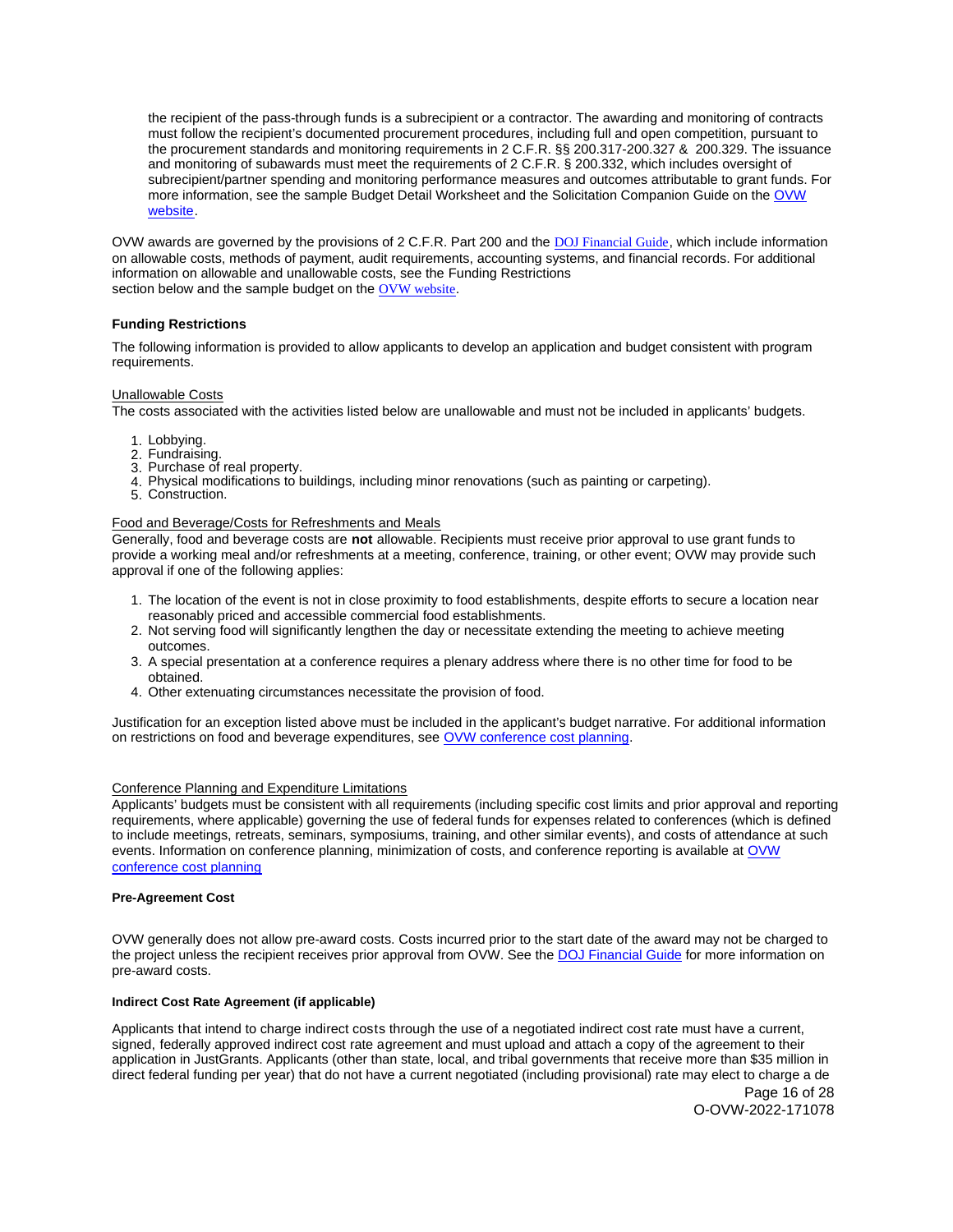the recipient of the pass-through funds is a subrecipient or a contractor. The awarding and monitoring of contracts must follow the recipient's documented procurement procedures, including full and open competition, pursuant to the procurement standards and monitoring requirements in 2 C.F.R. §§ 200.317-200.327 & 200.329. The issuance and monitoring of subawards must meet the requirements of 2 C.F.R. § 200.332, which includes oversight of subrecipient/partner spending and monitoring performance measures and outcomes attributable to grant funds. For more information, see the sample Budget Detail Worksheet and the Solicitation Companion Guide on the OVW website.

OVW awards are governed by the provisions of 2 C.F.R. Part 200 and the DOJ Financial Guide, which include information on allowable costs, methods of payment, audit requirements, accounting systems, and financial records. For additional information on allowable and unallowable costs, see the Funding Restrictions section below and the sample budget on the OVW website.

### Funding Restrictions

The following information is provided to allow applicants to develop an application and budget consistent with program requirements.

Unallowable Costs

The costs associated with the activities listed below are unallowable and must not be included in applicants' budgets.

1. Lobbying.
2. Fundraising.
3. Purchase of real property.
4. Physical modifications to buildings, including minor renovations (such as painting or carpeting).
5. Construction.

Food and Beverage/Costs for Refreshments and Meals

Generally, food and beverage costs are **not** allowable. Recipients must receive prior approval to use grant funds to provide a working meal and/or refreshments at a meeting, conference, training, or other event; OVW may provide such approval if one of the following applies:

1. The location of the event is not in close proximity to food establishments, despite efforts to secure a location near reasonably priced and accessible commercial food establishments.
2. Not serving food will significantly lengthen the day or necessitate extending the meeting to achieve meeting outcomes.
3. A special presentation at a conference requires a plenary address where there is no other time for food to be obtained.
4. Other extenuating circumstances necessitate the provision of food.

Justification for an exception listed above must be included in the applicant's budget narrative. For additional information on restrictions on food and beverage expenditures, see OVW conference cost planning.

Conference Planning and Expenditure Limitations

Applicants' budgets must be consistent with all requirements (including specific cost limits and prior approval and reporting requirements, where applicable) governing the use of federal funds for expenses related to conferences (which is defined to include meetings, retreats, seminars, symposiums, training, and other similar events), and costs of attendance at such events. Information on conference planning, minimization of costs, and conference reporting is available at OVW conference cost planning

#### Pre-Agreement Cost

OVW generally does not allow pre-award costs. Costs incurred prior to the start date of the award may not be charged to the project unless the recipient receives prior approval from OVW. See the DOJ Financial Guide for more information on pre-award costs.

#### Indirect Cost Rate Agreement (if applicable)

Applicants that intend to charge indirect costs through the use of a negotiated indirect cost rate must have a current, signed, federally approved indirect cost rate agreement and must upload and attach a copy of the agreement to their application in JustGrants. Applicants (other than state, local, and tribal governments that receive more than $35 million in direct federal funding per year) that do not have a current negotiated (including provisional) rate may elect to charge a de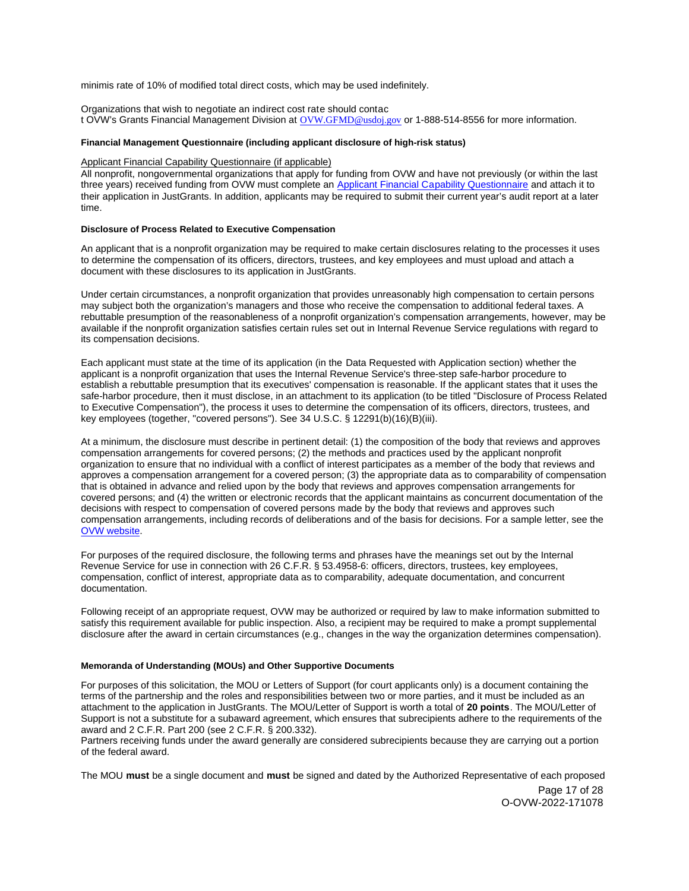minimis rate of 10% of modified total direct costs, which may be used indefinitely.

Organizations that wish to negotiate an indirect cost rate should contact OVW's Grants Financial Management Division at OVW.GFMD@usdoj.gov or 1-888-514-8556 for more information.

**Financial Management Questionnaire (including applicant disclosure of high-risk status)**

Applicant Financial Capability Questionnaire (if applicable)

All nonprofit, nongovernmental organizations that apply for funding from OVW and have not previously (or within the last three years) received funding from OVW must complete an Applicant Financial Capability Questionnaire and attach it to their application in JustGrants. In addition, applicants may be required to submit their current year's audit report at a later time.

**Disclosure of Process Related to Executive Compensation**

An applicant that is a nonprofit organization may be required to make certain disclosures relating to the processes it uses to determine the compensation of its officers, directors, trustees, and key employees and must upload and attach a document with these disclosures to its application in JustGrants.

Under certain circumstances, a nonprofit organization that provides unreasonably high compensation to certain persons may subject both the organization's managers and those who receive the compensation to additional federal taxes. A rebuttable presumption of the reasonableness of a nonprofit organization's compensation arrangements, however, may be available if the nonprofit organization satisfies certain rules set out in Internal Revenue Service regulations with regard to its compensation decisions.

Each applicant must state at the time of its application (in the Data Requested with Application section) whether the applicant is a nonprofit organization that uses the Internal Revenue Service's three-step safe-harbor procedure to establish a rebuttable presumption that its executives' compensation is reasonable. If the applicant states that it uses the safe-harbor procedure, then it must disclose, in an attachment to its application (to be titled "Disclosure of Process Related to Executive Compensation"), the process it uses to determine the compensation of its officers, directors, trustees, and key employees (together, "covered persons"). See 34 U.S.C. § 12291(b)(16)(B)(iii).

At a minimum, the disclosure must describe in pertinent detail: (1) the composition of the body that reviews and approves compensation arrangements for covered persons; (2) the methods and practices used by the applicant nonprofit organization to ensure that no individual with a conflict of interest participates as a member of the body that reviews and approves a compensation arrangement for a covered person; (3) the appropriate data as to comparability of compensation that is obtained in advance and relied upon by the body that reviews and approves compensation arrangements for covered persons; and (4) the written or electronic records that the applicant maintains as concurrent documentation of the decisions with respect to compensation of covered persons made by the body that reviews and approves such compensation arrangements, including records of deliberations and of the basis for decisions. For a sample letter, see the OVW website.

For purposes of the required disclosure, the following terms and phrases have the meanings set out by the Internal Revenue Service for use in connection with 26 C.F.R. § 53.4958-6: officers, directors, trustees, key employees, compensation, conflict of interest, appropriate data as to comparability, adequate documentation, and concurrent documentation.

Following receipt of an appropriate request, OVW may be authorized or required by law to make information submitted to satisfy this requirement available for public inspection. Also, a recipient may be required to make a prompt supplemental disclosure after the award in certain circumstances (e.g., changes in the way the organization determines compensation).

**Memoranda of Understanding (MOUs) and Other Supportive Documents**

For purposes of this solicitation, the MOU or Letters of Support (for court applicants only) is a document containing the terms of the partnership and the roles and responsibilities between two or more parties, and it must be included as an attachment to the application in JustGrants. The MOU/Letter of Support is worth a total of **20 points**. The MOU/Letter of Support is not a substitute for a subaward agreement, which ensures that subrecipients adhere to the requirements of the award and 2 C.F.R. Part 200 (see 2 C.F.R. § 200.332).

Partners receiving funds under the award generally are considered subrecipients because they are carrying out a portion of the federal award.

The MOU **must** be a single document and **must** be signed and dated by the Authorized Representative of each proposed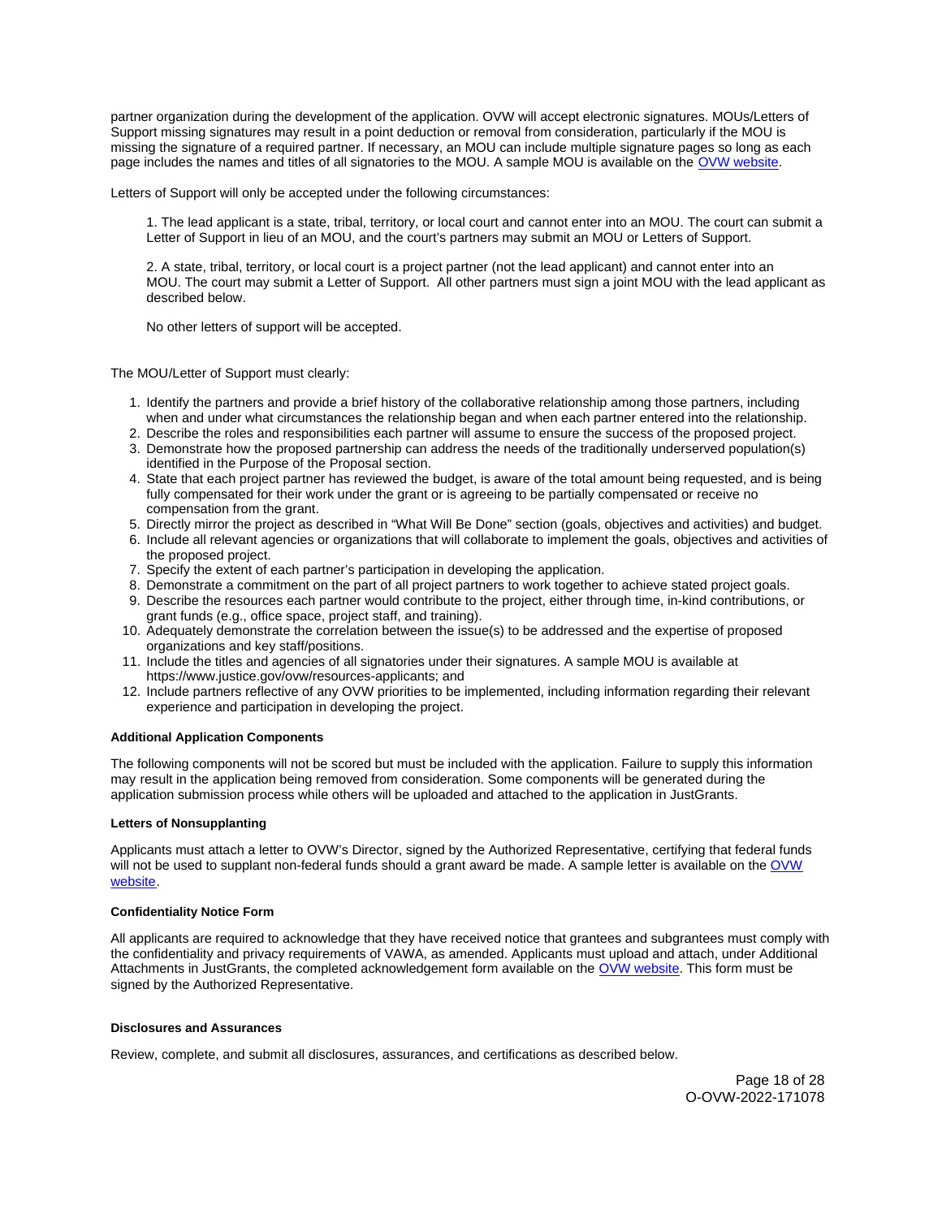partner organization during the development of the application. OVW will accept electronic signatures. MOUs/Letters of Support missing signatures may result in a point deduction or removal from consideration, particularly if the MOU is missing the signature of a required partner. If necessary, an MOU can include multiple signature pages so long as each page includes the names and titles of all signatories to the MOU. A sample MOU is available on the OVW website.

Letters of Support will only be accepted under the following circumstances:

1. The lead applicant is a state, tribal, territory, or local court and cannot enter into an MOU. The court can submit a Letter of Support in lieu of an MOU, and the court's partners may submit an MOU or Letters of Support.

2. A state, tribal, territory, or local court is a project partner (not the lead applicant) and cannot enter into an MOU. The court may submit a Letter of Support. All other partners must sign a joint MOU with the lead applicant as described below.

No other letters of support will be accepted.

The MOU/Letter of Support must clearly:

1. Identify the partners and provide a brief history of the collaborative relationship among those partners, including when and under what circumstances the relationship began and when each partner entered into the relationship.
2. Describe the roles and responsibilities each partner will assume to ensure the success of the proposed project.
3. Demonstrate how the proposed partnership can address the needs of the traditionally underserved population(s) identified in the Purpose of the Proposal section.
4. State that each project partner has reviewed the budget, is aware of the total amount being requested, and is being fully compensated for their work under the grant or is agreeing to be partially compensated or receive no compensation from the grant.
5. Directly mirror the project as described in "What Will Be Done" section (goals, objectives and activities) and budget.
6. Include all relevant agencies or organizations that will collaborate to implement the goals, objectives and activities of the proposed project.
7. Specify the extent of each partner's participation in developing the application.
8. Demonstrate a commitment on the part of all project partners to work together to achieve stated project goals.
9. Describe the resources each partner would contribute to the project, either through time, in-kind contributions, or grant funds (e.g., office space, project staff, and training).
10. Adequately demonstrate the correlation between the issue(s) to be addressed and the expertise of proposed organizations and key staff/positions.
11. Include the titles and agencies of all signatories under their signatures. A sample MOU is available at https://www.justice.gov/ovw/resources-applicants; and
12. Include partners reflective of any OVW priorities to be implemented, including information regarding their relevant experience and participation in developing the project.

**Additional Application Components**

The following components will not be scored but must be included with the application. Failure to supply this information may result in the application being removed from consideration. Some components will be generated during the application submission process while others will be uploaded and attached to the application in JustGrants.

**Letters of Nonsupplanting**

Applicants must attach a letter to OVW's Director, signed by the Authorized Representative, certifying that federal funds will not be used to supplant non-federal funds should a grant award be made. A sample letter is available on the OVW website.

**Confidentiality Notice Form**

All applicants are required to acknowledge that they have received notice that grantees and subgrantees must comply with the confidentiality and privacy requirements of VAWA, as amended. Applicants must upload and attach, under Additional Attachments in JustGrants, the completed acknowledgement form available on the OVW website. This form must be signed by the Authorized Representative.

**Disclosures and Assurances**

Review, complete, and submit all disclosures, assurances, and certifications as described below.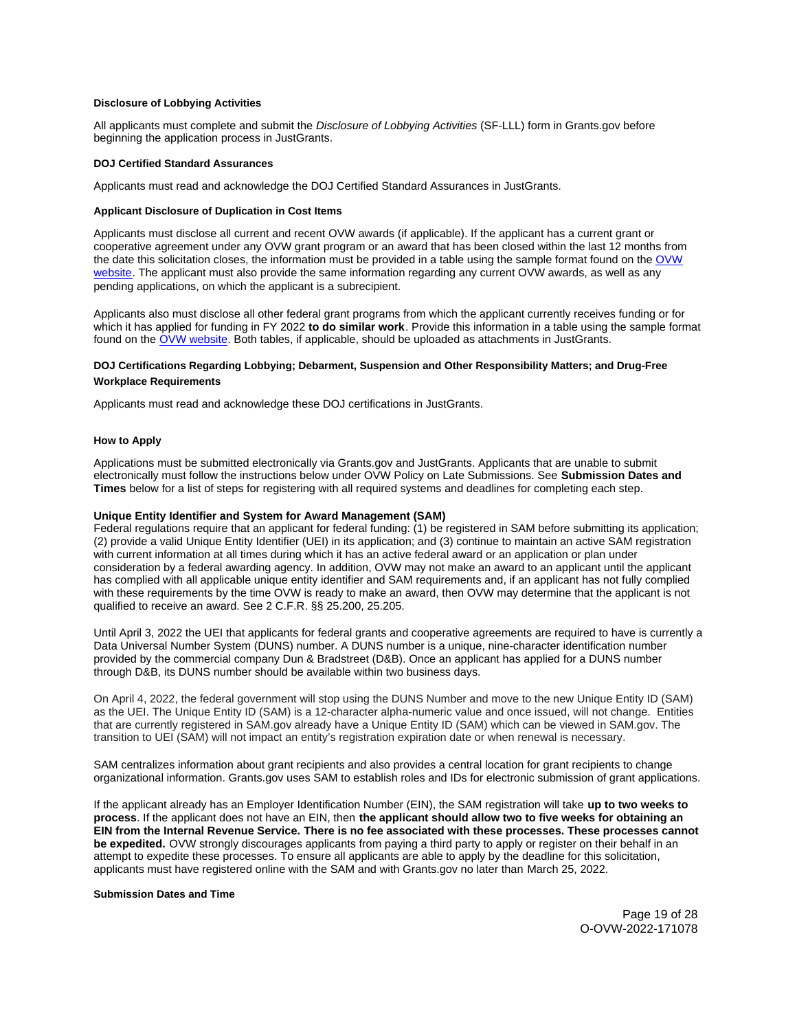**Disclosure of Lobbying Activities**

All applicants must complete and submit the *Disclosure of Lobbying Activities* (SF-LLL) form in Grants.gov before beginning the application process in JustGrants.

**DOJ Certified Standard Assurances**

Applicants must read and acknowledge the DOJ Certified Standard Assurances in JustGrants.

**Applicant Disclosure of Duplication in Cost Items**

Applicants must disclose all current and recent OVW awards (if applicable). If the applicant has a current grant or cooperative agreement under any OVW grant program or an award that has been closed within the last 12 months from the date this solicitation closes, the information must be provided in a table using the sample format found on the OVW website. The applicant must also provide the same information regarding any current OVW awards, as well as any pending applications, on which the applicant is a subrecipient.

Applicants also must disclose all other federal grant programs from which the applicant currently receives funding or for which it has applied for funding in FY 2022 **to do similar work**. Provide this information in a table using the sample format found on the OVW website. Both tables, if applicable, should be uploaded as attachments in JustGrants.

**DOJ Certifications Regarding Lobbying; Debarment, Suspension and Other Responsibility Matters; and Drug-Free Workplace Requirements**

Applicants must read and acknowledge these DOJ certifications in JustGrants.

**How to Apply**

Applications must be submitted electronically via Grants.gov and JustGrants. Applicants that are unable to submit electronically must follow the instructions below under OVW Policy on Late Submissions. See **Submission Dates and Times** below for a list of steps for registering with all required systems and deadlines for completing each step.

**Unique Entity Identifier and System for Award Management (SAM)**

Federal regulations require that an applicant for federal funding: (1) be registered in SAM before submitting its application; (2) provide a valid Unique Entity Identifier (UEI) in its application; and (3) continue to maintain an active SAM registration with current information at all times during which it has an active federal award or an application or plan under consideration by a federal awarding agency. In addition, OVW may not make an award to an applicant until the applicant has complied with all applicable unique entity identifier and SAM requirements and, if an applicant has not fully complied with these requirements by the time OVW is ready to make an award, then OVW may determine that the applicant is not qualified to receive an award. See 2 C.F.R. §§ 25.200, 25.205.

Until April 3, 2022 the UEI that applicants for federal grants and cooperative agreements are required to have is currently a Data Universal Number System (DUNS) number. A DUNS number is a unique, nine-character identification number provided by the commercial company Dun & Bradstreet (D&B). Once an applicant has applied for a DUNS number through D&B, its DUNS number should be available within two business days.

On April 4, 2022, the federal government will stop using the DUNS Number and move to the new Unique Entity ID (SAM) as the UEI. The Unique Entity ID (SAM) is a 12-character alpha-numeric value and once issued, will not change. Entities that are currently registered in SAM.gov already have a Unique Entity ID (SAM) which can be viewed in SAM.gov. The transition to UEI (SAM) will not impact an entity's registration expiration date or when renewal is necessary.

SAM centralizes information about grant recipients and also provides a central location for grant recipients to change organizational information. Grants.gov uses SAM to establish roles and IDs for electronic submission of grant applications.

If the applicant already has an Employer Identification Number (EIN), the SAM registration will take **up to two weeks to process**. If the applicant does not have an EIN, then **the applicant should allow two to five weeks for obtaining an EIN from the Internal Revenue Service. There is no fee associated with these processes. These processes cannot be expedited.** OVW strongly discourages applicants from paying a third party to apply or register on their behalf in an attempt to expedite these processes. To ensure all applicants are able to apply by the deadline for this solicitation, applicants must have registered online with the SAM and with Grants.gov no later than March 25, 2022.

**Submission Dates and Time**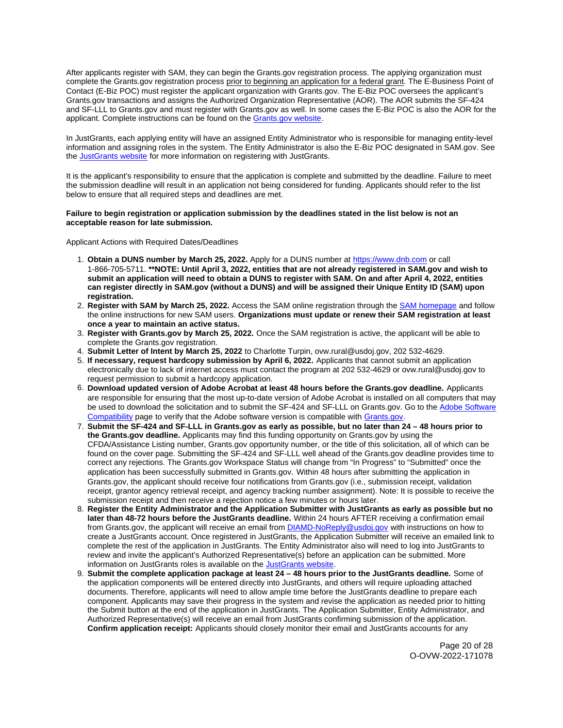After applicants register with SAM, they can begin the Grants.gov registration process. The applying organization must complete the Grants.gov registration process prior to beginning an application for a federal grant. The E-Business Point of Contact (E-Biz POC) must register the applicant organization with Grants.gov. The E-Biz POC oversees the applicant's Grants.gov transactions and assigns the Authorized Organization Representative (AOR). The AOR submits the SF-424 and SF-LLL to Grants.gov and must register with Grants.gov as well. In some cases the E-Biz POC is also the AOR for the applicant. Complete instructions can be found on the Grants.gov website.

In JustGrants, each applying entity will have an assigned Entity Administrator who is responsible for managing entity-level information and assigning roles in the system. The Entity Administrator is also the E-Biz POC designated in SAM.gov. See the JustGrants website for more information on registering with JustGrants.

It is the applicant's responsibility to ensure that the application is complete and submitted by the deadline. Failure to meet the submission deadline will result in an application not being considered for funding. Applicants should refer to the list below to ensure that all required steps and deadlines are met.

**Failure to begin registration or application submission by the deadlines stated in the list below is not an acceptable reason for late submission.**

Applicant Actions with Required Dates/Deadlines

1. **Obtain a DUNS number by March 25, 2022.** Apply for a DUNS number at https://www.dnb.com or call 1-866-705-5711. **\*\*NOTE: Until April 3, 2022, entities that are not already registered in SAM.gov and wish to submit an application will need to obtain a DUNS to register with SAM. On and after April 4, 2022, entities can register directly in SAM.gov (without a DUNS) and will be assigned their Unique Entity ID (SAM) upon registration.**
2. **Register with SAM by March 25, 2022.** Access the SAM online registration through the SAM homepage and follow the online instructions for new SAM users. **Organizations must update or renew their SAM registration at least once a year to maintain an active status.**
3. **Register with Grants.gov by March 25, 2022.** Once the SAM registration is active, the applicant will be able to complete the Grants.gov registration.
4. **Submit Letter of Intent by March 25, 2022** to Charlotte Turpin, ovw.rural@usdoj.gov, 202 532-4629.
5. **If necessary, request hardcopy submission by April 6, 2022.** Applicants that cannot submit an application electronically due to lack of internet access must contact the program at 202 532-4629 or ovw.rural@usdoj.gov to request permission to submit a hardcopy application.
6. **Download updated version of Adobe Acrobat at least 48 hours before the Grants.gov deadline.** Applicants are responsible for ensuring that the most up-to-date version of Adobe Acrobat is installed on all computers that may be used to download the solicitation and to submit the SF-424 and SF-LLL on Grants.gov. Go to the Adobe Software Compatibility page to verify that the Adobe software version is compatible with Grants.gov.
7. **Submit the SF-424 and SF-LLL in Grants.gov as early as possible, but no later than 24 – 48 hours prior to the Grants.gov deadline.** Applicants may find this funding opportunity on Grants.gov by using the CFDA/Assistance Listing number, Grants.gov opportunity number, or the title of this solicitation, all of which can be found on the cover page. Submitting the SF-424 and SF-LLL well ahead of the Grants.gov deadline provides time to correct any rejections. The Grants.gov Workspace Status will change from "In Progress" to "Submitted" once the application has been successfully submitted in Grants.gov. Within 48 hours after submitting the application in Grants.gov, the applicant should receive four notifications from Grants.gov (i.e., submission receipt, validation receipt, grantor agency retrieval receipt, and agency tracking number assignment). Note: It is possible to receive the submission receipt and then receive a rejection notice a few minutes or hours later.
8. **Register the Entity Administrator and the Application Submitter with JustGrants as early as possible but no later than 48-72 hours before the JustGrants deadline.** Within 24 hours AFTER receiving a confirmation email from Grants.gov, the applicant will receive an email from DIAMD-NoReply@usdoj.gov with instructions on how to create a JustGrants account. Once registered in JustGrants, the Application Submitter will receive an emailed link to complete the rest of the application in JustGrants. The Entity Administrator also will need to log into JustGrants to review and invite the applicant's Authorized Representative(s) before an application can be submitted. More information on JustGrants roles is available on the JustGrants website.
9. **Submit the complete application package at least 24 – 48 hours prior to the JustGrants deadline.** Some of the application components will be entered directly into JustGrants, and others will require uploading attached documents. Therefore, applicants will need to allow ample time before the JustGrants deadline to prepare each component. Applicants may save their progress in the system and revise the application as needed prior to hitting the Submit button at the end of the application in JustGrants. The Application Submitter, Entity Administrator, and Authorized Representative(s) will receive an email from JustGrants confirming submission of the application. **Confirm application receipt:** Applicants should closely monitor their email and JustGrants accounts for any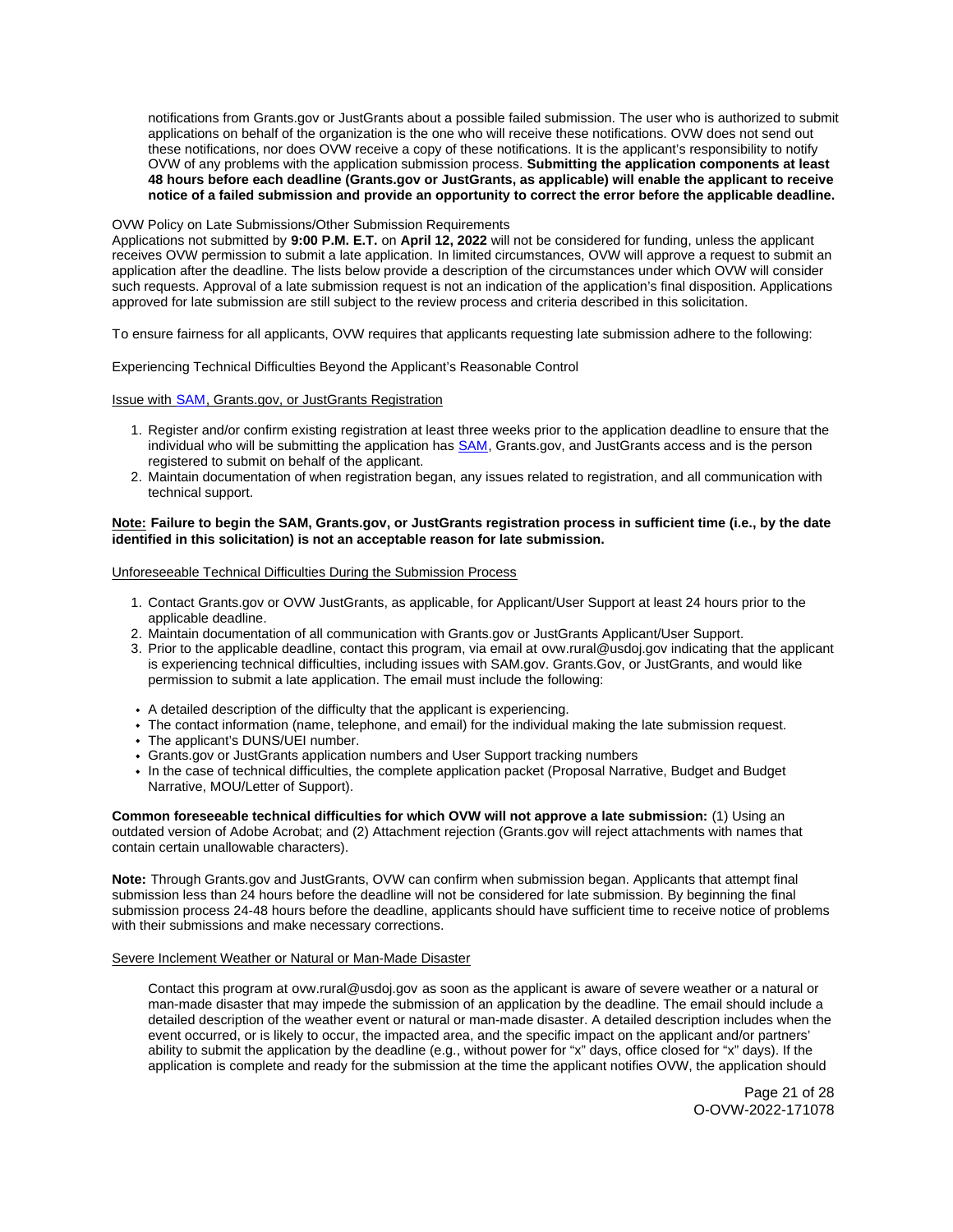notifications from Grants.gov or JustGrants about a possible failed submission. The user who is authorized to submit applications on behalf of the organization is the one who will receive these notifications. OVW does not send out these notifications, nor does OVW receive a copy of these notifications. It is the applicant's responsibility to notify OVW of any problems with the application submission process. **Submitting the application components at least 48 hours before each deadline (Grants.gov or JustGrants, as applicable) will enable the applicant to receive notice of a failed submission and provide an opportunity to correct the error before the applicable deadline.**

OVW Policy on Late Submissions/Other Submission Requirements

Applications not submitted by **9:00 P.M. E.T.** on **April 12, 2022** will not be considered for funding, unless the applicant receives OVW permission to submit a late application. In limited circumstances, OVW will approve a request to submit an application after the deadline. The lists below provide a description of the circumstances under which OVW will consider such requests. Approval of a late submission request is not an indication of the application's final disposition. Applications approved for late submission are still subject to the review process and criteria described in this solicitation.

To ensure fairness for all applicants, OVW requires that applicants requesting late submission adhere to the following:

Experiencing Technical Difficulties Beyond the Applicant's Reasonable Control

Issue with SAM, Grants.gov, or JustGrants Registration

1. Register and/or confirm existing registration at least three weeks prior to the application deadline to ensure that the individual who will be submitting the application has SAM, Grants.gov, and JustGrants access and is the person registered to submit on behalf of the applicant.
2. Maintain documentation of when registration began, any issues related to registration, and all communication with technical support.

**Note: Failure to begin the SAM, Grants.gov, or JustGrants registration process in sufficient time (i.e., by the date identified in this solicitation) is not an acceptable reason for late submission.**

Unforeseeable Technical Difficulties During the Submission Process

1. Contact Grants.gov or OVW JustGrants, as applicable, for Applicant/User Support at least 24 hours prior to the applicable deadline.
2. Maintain documentation of all communication with Grants.gov or JustGrants Applicant/User Support.
3. Prior to the applicable deadline, contact this program, via email at ovw.rural@usdoj.gov indicating that the applicant is experiencing technical difficulties, including issues with SAM.gov. Grants.Gov, or JustGrants, and would like permission to submit a late application. The email must include the following:

- A detailed description of the difficulty that the applicant is experiencing.
- The contact information (name, telephone, and email) for the individual making the late submission request.
- The applicant's DUNS/UEI number.
- Grants.gov or JustGrants application numbers and User Support tracking numbers
- In the case of technical difficulties, the complete application packet (Proposal Narrative, Budget and Budget Narrative, MOU/Letter of Support).

**Common foreseeable technical difficulties for which OVW will not approve a late submission:** (1) Using an outdated version of Adobe Acrobat; and (2) Attachment rejection (Grants.gov will reject attachments with names that contain certain unallowable characters).

**Note:** Through Grants.gov and JustGrants, OVW can confirm when submission began. Applicants that attempt final submission less than 24 hours before the deadline will not be considered for late submission. By beginning the final submission process 24-48 hours before the deadline, applicants should have sufficient time to receive notice of problems with their submissions and make necessary corrections.

Severe Inclement Weather or Natural or Man-Made Disaster

Contact this program at ovw.rural@usdoj.gov as soon as the applicant is aware of severe weather or a natural or man-made disaster that may impede the submission of an application by the deadline. The email should include a detailed description of the weather event or natural or man-made disaster. A detailed description includes when the event occurred, or is likely to occur, the impacted area, and the specific impact on the applicant and/or partners' ability to submit the application by the deadline (e.g., without power for "x" days, office closed for "x" days). If the application is complete and ready for the submission at the time the applicant notifies OVW, the application should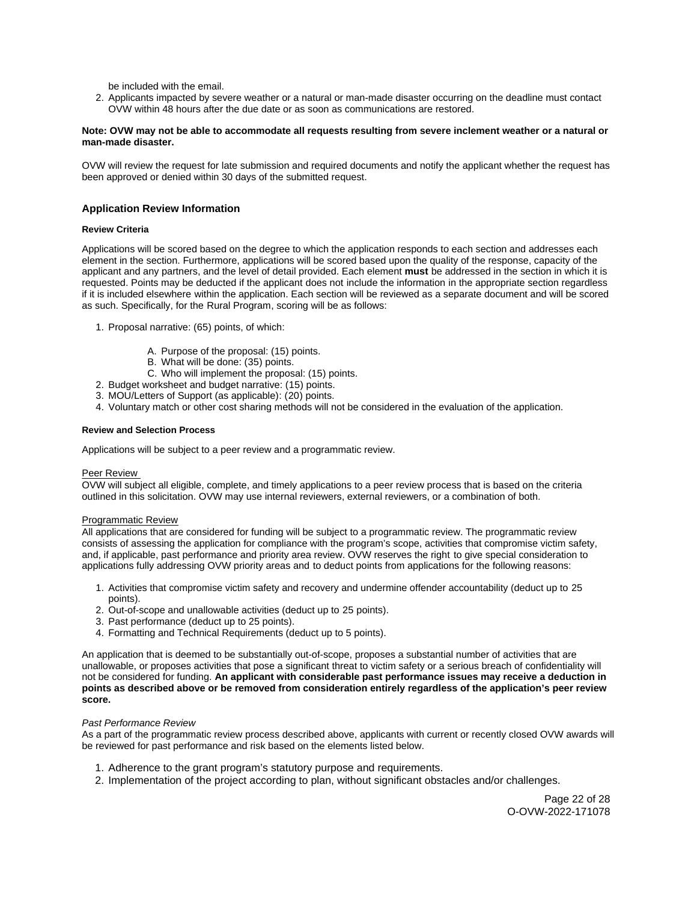be included with the email.

2. Applicants impacted by severe weather or a natural or man-made disaster occurring on the deadline must contact OVW within 48 hours after the due date or as soon as communications are restored.

**Note: OVW may not be able to accommodate all requests resulting from severe inclement weather or a natural or man-made disaster.**

OVW will review the request for late submission and required documents and notify the applicant whether the request has been approved or denied within 30 days of the submitted request.

## Application Review Information

#### Review Criteria

Applications will be scored based on the degree to which the application responds to each section and addresses each element in the section. Furthermore, applications will be scored based upon the quality of the response, capacity of the applicant and any partners, and the level of detail provided. Each element **must** be addressed in the section in which it is requested. Points may be deducted if the applicant does not include the information in the appropriate section regardless if it is included elsewhere within the application. Each section will be reviewed as a separate document and will be scored as such. Specifically, for the Rural Program, scoring will be as follows:

1. Proposal narrative: (65) points, of which:
   - A. Purpose of the proposal: (15) points.
   - B. What will be done: (35) points.
   - C. Who will implement the proposal: (15) points.
2. Budget worksheet and budget narrative: (15) points.
3. MOU/Letters of Support (as applicable): (20) points.
4. Voluntary match or other cost sharing methods will not be considered in the evaluation of the application.

#### Review and Selection Process

Applications will be subject to a peer review and a programmatic review.

Peer Review
OVW will subject all eligible, complete, and timely applications to a peer review process that is based on the criteria outlined in this solicitation. OVW may use internal reviewers, external reviewers, or a combination of both.

Programmatic Review
All applications that are considered for funding will be subject to a programmatic review. The programmatic review consists of assessing the application for compliance with the program's scope, activities that compromise victim safety, and, if applicable, past performance and priority area review. OVW reserves the right to give special consideration to applications fully addressing OVW priority areas and to deduct points from applications for the following reasons:

1. Activities that compromise victim safety and recovery and undermine offender accountability (deduct up to 25 points).
2. Out-of-scope and unallowable activities (deduct up to 25 points).
3. Past performance (deduct up to 25 points).
4. Formatting and Technical Requirements (deduct up to 5 points).

An application that is deemed to be substantially out-of-scope, proposes a substantial number of activities that are unallowable, or proposes activities that pose a significant threat to victim safety or a serious breach of confidentiality will not be considered for funding. **An applicant with considerable past performance issues may receive a deduction in points as described above or be removed from consideration entirely regardless of the application's peer review score.**

*Past Performance Review*
As a part of the programmatic review process described above, applicants with current or recently closed OVW awards will be reviewed for past performance and risk based on the elements listed below.

1. Adherence to the grant program's statutory purpose and requirements.
2. Implementation of the project according to plan, without significant obstacles and/or challenges.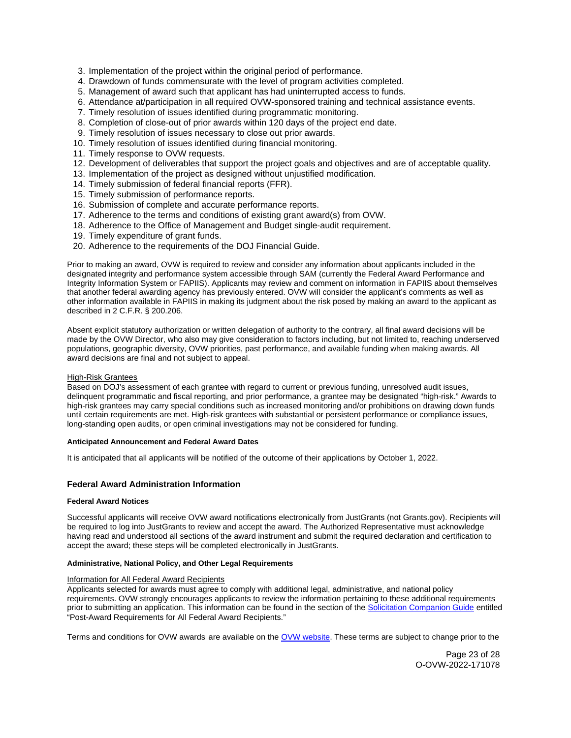3. Implementation of the project within the original period of performance.
4. Drawdown of funds commensurate with the level of program activities completed.
5. Management of award such that applicant has had uninterrupted access to funds.
6. Attendance at/participation in all required OVW-sponsored training and technical assistance events.
7. Timely resolution of issues identified during programmatic monitoring.
8. Completion of close-out of prior awards within 120 days of the project end date.
9. Timely resolution of issues necessary to close out prior awards.
10. Timely resolution of issues identified during financial monitoring.
11. Timely response to OVW requests.
12. Development of deliverables that support the project goals and objectives and are of acceptable quality.
13. Implementation of the project as designed without unjustified modification.
14. Timely submission of federal financial reports (FFR).
15. Timely submission of performance reports.
16. Submission of complete and accurate performance reports.
17. Adherence to the terms and conditions of existing grant award(s) from OVW.
18. Adherence to the Office of Management and Budget single-audit requirement.
19. Timely expenditure of grant funds.
20. Adherence to the requirements of the DOJ Financial Guide.

Prior to making an award, OVW is required to review and consider any information about applicants included in the designated integrity and performance system accessible through SAM (currently the Federal Award Performance and Integrity Information System or FAPIIS). Applicants may review and comment on information in FAPIIS about themselves that another federal awarding agency has previously entered. OVW will consider the applicant's comments as well as other information available in FAPIIS in making its judgment about the risk posed by making an award to the applicant as described in 2 C.F.R. § 200.206.

Absent explicit statutory authorization or written delegation of authority to the contrary, all final award decisions will be made by the OVW Director, who also may give consideration to factors including, but not limited to, reaching underserved populations, geographic diversity, OVW priorities, past performance, and available funding when making awards. All award decisions are final and not subject to appeal.

High-Risk Grantees

Based on DOJ's assessment of each grantee with regard to current or previous funding, unresolved audit issues, delinquent programmatic and fiscal reporting, and prior performance, a grantee may be designated "high-risk." Awards to high-risk grantees may carry special conditions such as increased monitoring and/or prohibitions on drawing down funds until certain requirements are met. High-risk grantees with substantial or persistent performance or compliance issues, long-standing open audits, or open criminal investigations may not be considered for funding.

#### Anticipated Announcement and Federal Award Dates

It is anticipated that all applicants will be notified of the outcome of their applications by October 1, 2022.

### Federal Award Administration Information

#### Federal Award Notices

Successful applicants will receive OVW award notifications electronically from JustGrants (not Grants.gov). Recipients will be required to log into JustGrants to review and accept the award. The Authorized Representative must acknowledge having read and understood all sections of the award instrument and submit the required declaration and certification to accept the award; these steps will be completed electronically in JustGrants.

#### Administrative, National Policy, and Other Legal Requirements

Information for All Federal Award Recipients

Applicants selected for awards must agree to comply with additional legal, administrative, and national policy requirements. OVW strongly encourages applicants to review the information pertaining to these additional requirements prior to submitting an application. This information can be found in the section of the Solicitation Companion Guide entitled "Post-Award Requirements for All Federal Award Recipients."

Terms and conditions for OVW awards are available on the OVW website. These terms are subject to change prior to the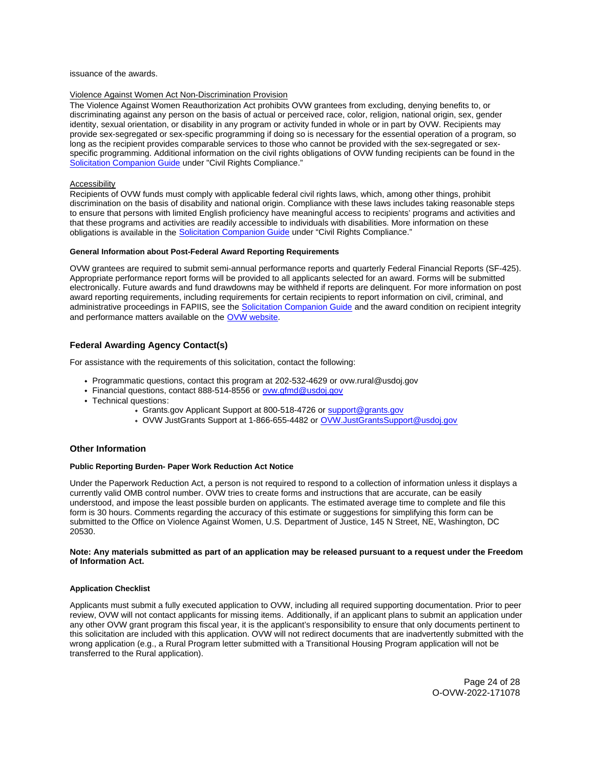issuance of the awards.

Violence Against Women Act Non-Discrimination Provision

The Violence Against Women Reauthorization Act prohibits OVW grantees from excluding, denying benefits to, or discriminating against any person on the basis of actual or perceived race, color, religion, national origin, sex, gender identity, sexual orientation, or disability in any program or activity funded in whole or in part by OVW. Recipients may provide sex-segregated or sex-specific programming if doing so is necessary for the essential operation of a program, so long as the recipient provides comparable services to those who cannot be provided with the sex-segregated or sex-specific programming. Additional information on the civil rights obligations of OVW funding recipients can be found in the Solicitation Companion Guide under "Civil Rights Compliance."

Accessibility

Recipients of OVW funds must comply with applicable federal civil rights laws, which, among other things, prohibit discrimination on the basis of disability and national origin. Compliance with these laws includes taking reasonable steps to ensure that persons with limited English proficiency have meaningful access to recipients' programs and activities and that these programs and activities are readily accessible to individuals with disabilities. More information on these obligations is available in the Solicitation Companion Guide under "Civil Rights Compliance."

#### General Information about Post-Federal Award Reporting Requirements

OVW grantees are required to submit semi-annual performance reports and quarterly Federal Financial Reports (SF-425). Appropriate performance report forms will be provided to all applicants selected for an award. Forms will be submitted electronically. Future awards and fund drawdowns may be withheld if reports are delinquent. For more information on post award reporting requirements, including requirements for certain recipients to report information on civil, criminal, and administrative proceedings in FAPIIS, see the Solicitation Companion Guide and the award condition on recipient integrity and performance matters available on the OVW website.

### Federal Awarding Agency Contact(s)

For assistance with the requirements of this solicitation, contact the following:

- Programmatic questions, contact this program at 202-532-4629 or ovw.rural@usdoj.gov
- Financial questions, contact 888-514-8556 or ovw.gfmd@usdoj.gov
- Technical questions:
  - Grants.gov Applicant Support at 800-518-4726 or support@grants.gov
  - OVW JustGrants Support at 1-866-655-4482 or OVW.JustGrantsSupport@usdoj.gov

### Other Information

#### Public Reporting Burden- Paper Work Reduction Act Notice

Under the Paperwork Reduction Act, a person is not required to respond to a collection of information unless it displays a currently valid OMB control number. OVW tries to create forms and instructions that are accurate, can be easily understood, and impose the least possible burden on applicants. The estimated average time to complete and file this form is 30 hours. Comments regarding the accuracy of this estimate or suggestions for simplifying this form can be submitted to the Office on Violence Against Women, U.S. Department of Justice, 145 N Street, NE, Washington, DC 20530.

**Note: Any materials submitted as part of an application may be released pursuant to a request under the Freedom of Information Act.**

#### Application Checklist

Applicants must submit a fully executed application to OVW, including all required supporting documentation. Prior to peer review, OVW will not contact applicants for missing items. Additionally, if an applicant plans to submit an application under any other OVW grant program this fiscal year, it is the applicant's responsibility to ensure that only documents pertinent to this solicitation are included with this application. OVW will not redirect documents that are inadvertently submitted with the wrong application (e.g., a Rural Program letter submitted with a Transitional Housing Program application will not be transferred to the Rural application).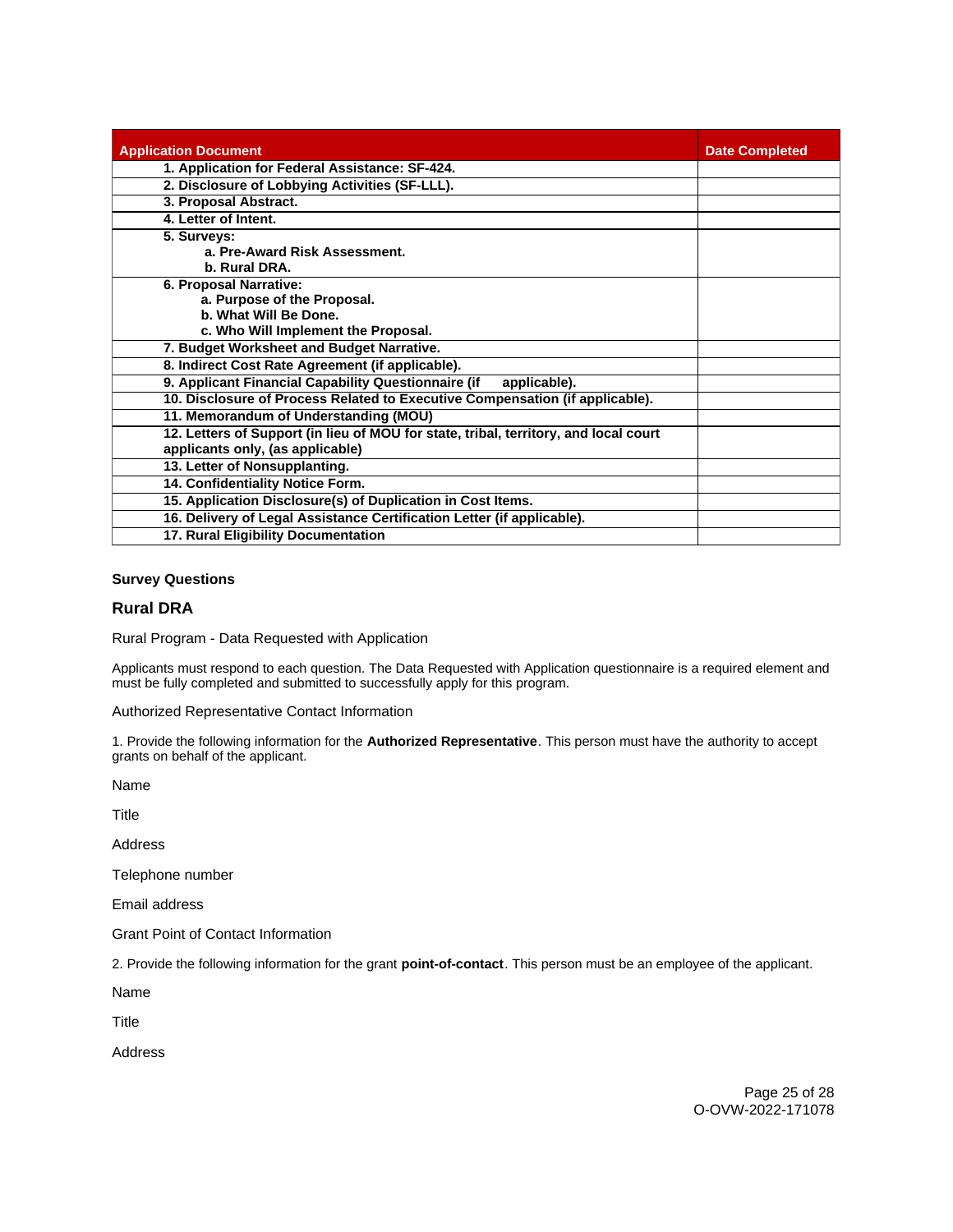| Application Document | Date Completed |
| --- | --- |
| **1. Application for Federal Assistance: SF-424.** | |
| **2. Disclosure of Lobbying Activities (SF-LLL).** | |
| **3. Proposal Abstract.** | |
| **4. Letter of Intent.** | |
| **5. Surveys:**<br>**a. Pre-Award Risk Assessment.**<br>**b. Rural DRA.** | |
| **6. Proposal Narrative:**<br>**a. Purpose of the Proposal.**<br>**b. What Will Be Done.**<br>**c. Who Will Implement the Proposal.** | |
| **7. Budget Worksheet and Budget Narrative.** | |
| **8. Indirect Cost Rate Agreement (if applicable).** | |
| **9. Applicant Financial Capability Questionnaire (if applicable).** | |
| **10. Disclosure of Process Related to Executive Compensation (if applicable).** | |
| **11. Memorandum of Understanding (MOU)** | |
| **12. Letters of Support (in lieu of MOU for state, tribal, territory, and local court applicants only, (as applicable)** | |
| **13. Letter of Nonsupplanting.** | |
| **14. Confidentiality Notice Form.** | |
| **15. Application Disclosure(s) of Duplication in Cost Items.** | |
| **16. Delivery of Legal Assistance Certification Letter (if applicable).** | |
| **17. Rural Eligibility Documentation** | |

**Survey Questions**

## Rural DRA

Rural Program - Data Requested with Application

Applicants must respond to each question. The Data Requested with Application questionnaire is a required element and must be fully completed and submitted to successfully apply for this program.

Authorized Representative Contact Information

1. Provide the following information for the **Authorized Representative**. This person must have the authority to accept grants on behalf of the applicant.

Name

Title

Address

Telephone number

Email address

Grant Point of Contact Information

2. Provide the following information for the grant **point-of-contact**. This person must be an employee of the applicant.

Name

Title

Address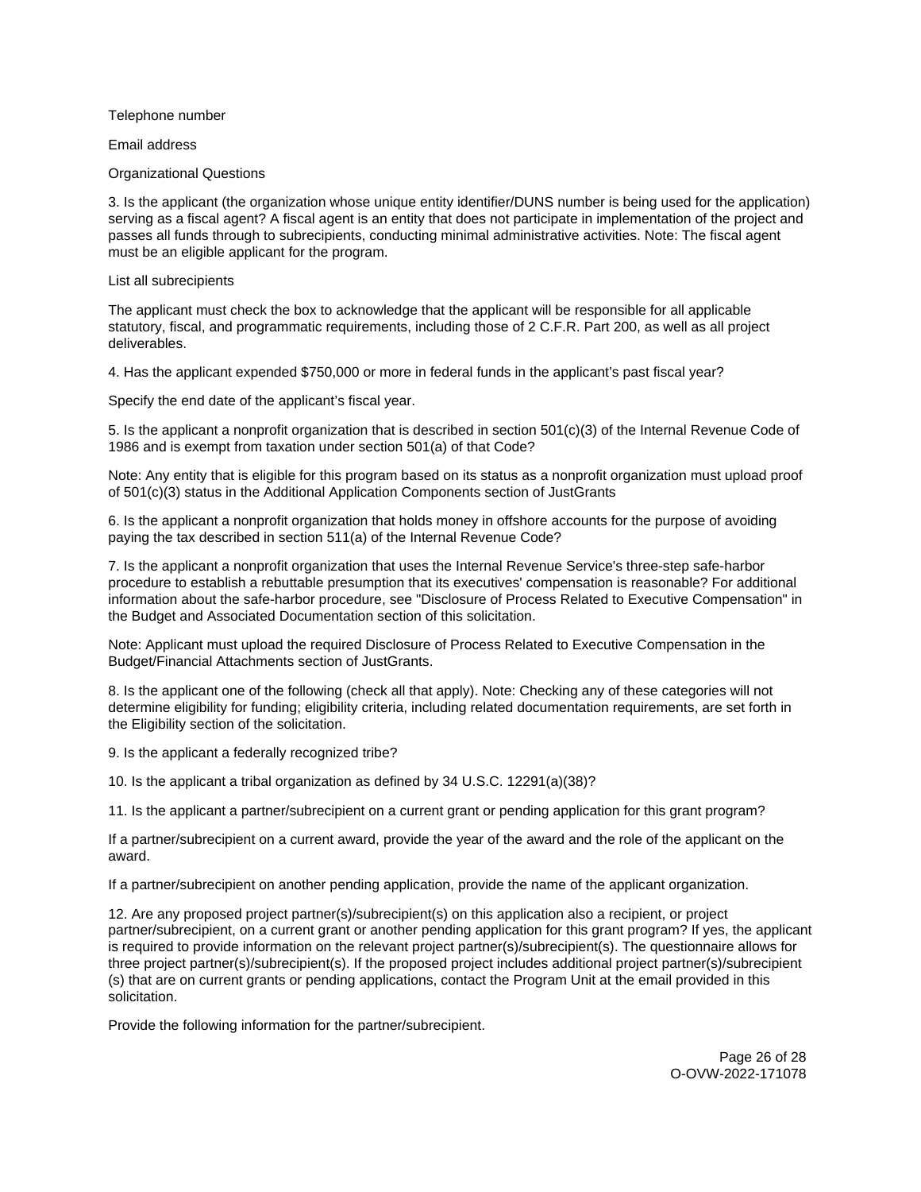Telephone number

Email address

Organizational Questions

3. Is the applicant (the organization whose unique entity identifier/DUNS number is being used for the application) serving as a fiscal agent? A fiscal agent is an entity that does not participate in implementation of the project and passes all funds through to subrecipients, conducting minimal administrative activities. Note: The fiscal agent must be an eligible applicant for the program.

List all subrecipients

The applicant must check the box to acknowledge that the applicant will be responsible for all applicable statutory, fiscal, and programmatic requirements, including those of 2 C.F.R. Part 200, as well as all project deliverables.

4. Has the applicant expended $750,000 or more in federal funds in the applicant's past fiscal year?

Specify the end date of the applicant's fiscal year.

5. Is the applicant a nonprofit organization that is described in section 501(c)(3) of the Internal Revenue Code of 1986 and is exempt from taxation under section 501(a) of that Code?

Note: Any entity that is eligible for this program based on its status as a nonprofit organization must upload proof of 501(c)(3) status in the Additional Application Components section of JustGrants

6. Is the applicant a nonprofit organization that holds money in offshore accounts for the purpose of avoiding paying the tax described in section 511(a) of the Internal Revenue Code?

7. Is the applicant a nonprofit organization that uses the Internal Revenue Service's three-step safe-harbor procedure to establish a rebuttable presumption that its executives' compensation is reasonable? For additional information about the safe-harbor procedure, see "Disclosure of Process Related to Executive Compensation" in the Budget and Associated Documentation section of this solicitation.

Note: Applicant must upload the required Disclosure of Process Related to Executive Compensation in the Budget/Financial Attachments section of JustGrants.

8. Is the applicant one of the following (check all that apply). Note: Checking any of these categories will not determine eligibility for funding; eligibility criteria, including related documentation requirements, are set forth in the Eligibility section of the solicitation.

9. Is the applicant a federally recognized tribe?

10. Is the applicant a tribal organization as defined by 34 U.S.C. 12291(a)(38)?

11. Is the applicant a partner/subrecipient on a current grant or pending application for this grant program?

If a partner/subrecipient on a current award, provide the year of the award and the role of the applicant on the award.

If a partner/subrecipient on another pending application, provide the name of the applicant organization.

12. Are any proposed project partner(s)/subrecipient(s) on this application also a recipient, or project partner/subrecipient, on a current grant or another pending application for this grant program? If yes, the applicant is required to provide information on the relevant project partner(s)/subrecipient(s). The questionnaire allows for three project partner(s)/subrecipient(s). If the proposed project includes additional project partner(s)/subrecipient (s) that are on current grants or pending applications, contact the Program Unit at the email provided in this solicitation.

Provide the following information for the partner/subrecipient.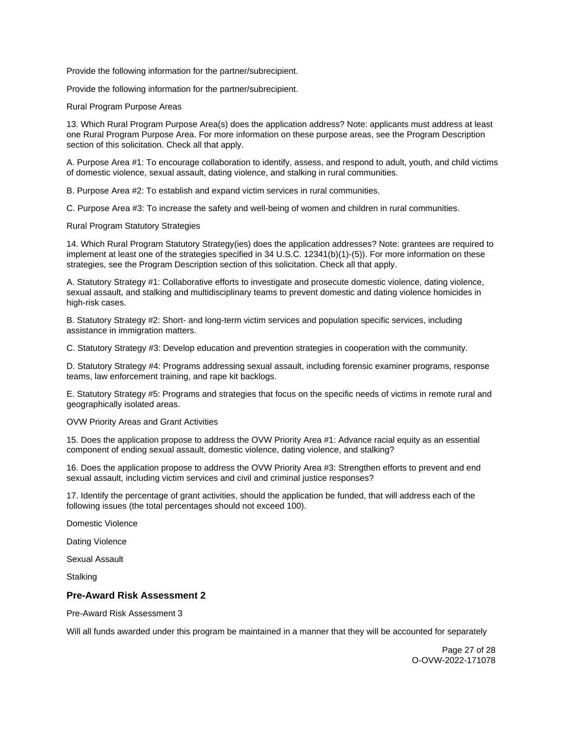Provide the following information for the partner/subrecipient.

Provide the following information for the partner/subrecipient.

Rural Program Purpose Areas

13. Which Rural Program Purpose Area(s) does the application address? Note: applicants must address at least one Rural Program Purpose Area. For more information on these purpose areas, see the Program Description section of this solicitation. Check all that apply.

A. Purpose Area #1: To encourage collaboration to identify, assess, and respond to adult, youth, and child victims of domestic violence, sexual assault, dating violence, and stalking in rural communities.

B. Purpose Area #2: To establish and expand victim services in rural communities.

C. Purpose Area #3: To increase the safety and well-being of women and children in rural communities.

Rural Program Statutory Strategies

14. Which Rural Program Statutory Strategy(ies) does the application addresses? Note: grantees are required to implement at least one of the strategies specified in 34 U.S.C. 12341(b)(1)-(5)). For more information on these strategies, see the Program Description section of this solicitation. Check all that apply.

A. Statutory Strategy #1: Collaborative efforts to investigate and prosecute domestic violence, dating violence, sexual assault, and stalking and multidisciplinary teams to prevent domestic and dating violence homicides in high-risk cases.

B. Statutory Strategy #2: Short- and long-term victim services and population specific services, including assistance in immigration matters.

C. Statutory Strategy #3: Develop education and prevention strategies in cooperation with the community.

D. Statutory Strategy #4: Programs addressing sexual assault, including forensic examiner programs, response teams, law enforcement training, and rape kit backlogs.

E. Statutory Strategy #5: Programs and strategies that focus on the specific needs of victims in remote rural and geographically isolated areas.

OVW Priority Areas and Grant Activities

15. Does the application propose to address the OVW Priority Area #1: Advance racial equity as an essential component of ending sexual assault, domestic violence, dating violence, and stalking?

16. Does the application propose to address the OVW Priority Area #3: Strengthen efforts to prevent and end sexual assault, including victim services and civil and criminal justice responses?

17. Identify the percentage of grant activities, should the application be funded, that will address each of the following issues (the total percentages should not exceed 100).

Domestic Violence

Dating Violence

Sexual Assault

Stalking

### Pre-Award Risk Assessment 2

Pre-Award Risk Assessment 3

Will all funds awarded under this program be maintained in a manner that they will be accounted for separately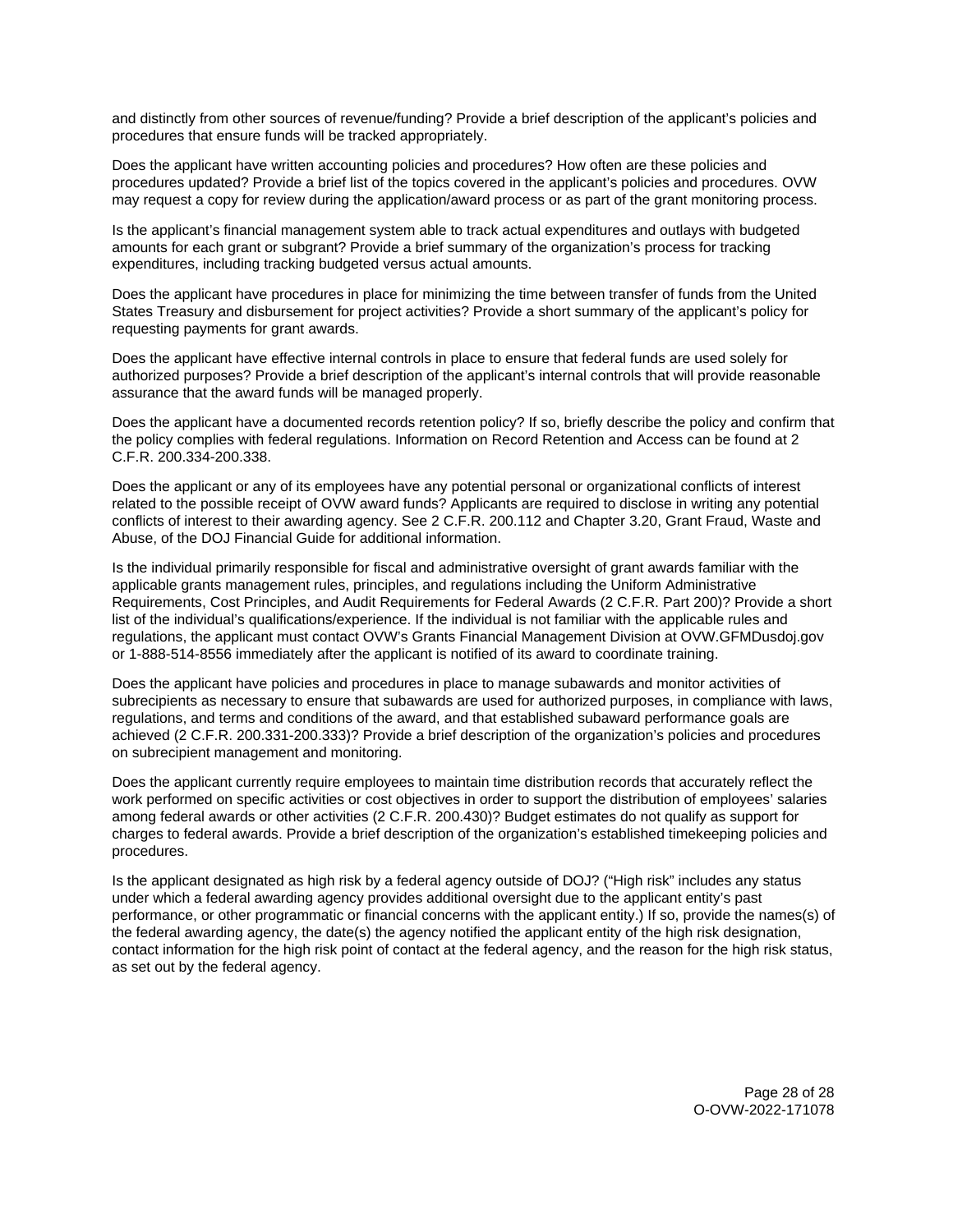and distinctly from other sources of revenue/funding? Provide a brief description of the applicant's policies and procedures that ensure funds will be tracked appropriately.

Does the applicant have written accounting policies and procedures? How often are these policies and procedures updated? Provide a brief list of the topics covered in the applicant's policies and procedures. OVW may request a copy for review during the application/award process or as part of the grant monitoring process.

Is the applicant's financial management system able to track actual expenditures and outlays with budgeted amounts for each grant or subgrant? Provide a brief summary of the organization's process for tracking expenditures, including tracking budgeted versus actual amounts.

Does the applicant have procedures in place for minimizing the time between transfer of funds from the United States Treasury and disbursement for project activities? Provide a short summary of the applicant's policy for requesting payments for grant awards.

Does the applicant have effective internal controls in place to ensure that federal funds are used solely for authorized purposes? Provide a brief description of the applicant's internal controls that will provide reasonable assurance that the award funds will be managed properly.

Does the applicant have a documented records retention policy? If so, briefly describe the policy and confirm that the policy complies with federal regulations. Information on Record Retention and Access can be found at 2 C.F.R. 200.334-200.338.

Does the applicant or any of its employees have any potential personal or organizational conflicts of interest related to the possible receipt of OVW award funds? Applicants are required to disclose in writing any potential conflicts of interest to their awarding agency. See 2 C.F.R. 200.112 and Chapter 3.20, Grant Fraud, Waste and Abuse, of the DOJ Financial Guide for additional information.

Is the individual primarily responsible for fiscal and administrative oversight of grant awards familiar with the applicable grants management rules, principles, and regulations including the Uniform Administrative Requirements, Cost Principles, and Audit Requirements for Federal Awards (2 C.F.R. Part 200)? Provide a short list of the individual's qualifications/experience. If the individual is not familiar with the applicable rules and regulations, the applicant must contact OVW's Grants Financial Management Division at OVW.GFMDusdoj.gov or 1-888-514-8556 immediately after the applicant is notified of its award to coordinate training.

Does the applicant have policies and procedures in place to manage subawards and monitor activities of subrecipients as necessary to ensure that subawards are used for authorized purposes, in compliance with laws, regulations, and terms and conditions of the award, and that established subaward performance goals are achieved (2 C.F.R. 200.331-200.333)? Provide a brief description of the organization's policies and procedures on subrecipient management and monitoring.

Does the applicant currently require employees to maintain time distribution records that accurately reflect the work performed on specific activities or cost objectives in order to support the distribution of employees' salaries among federal awards or other activities (2 C.F.R. 200.430)? Budget estimates do not qualify as support for charges to federal awards. Provide a brief description of the organization's established timekeeping policies and procedures.

Is the applicant designated as high risk by a federal agency outside of DOJ? ("High risk" includes any status under which a federal awarding agency provides additional oversight due to the applicant entity's past performance, or other programmatic or financial concerns with the applicant entity.) If so, provide the names(s) of the federal awarding agency, the date(s) the agency notified the applicant entity of the high risk designation, contact information for the high risk point of contact at the federal agency, and the reason for the high risk status, as set out by the federal agency.